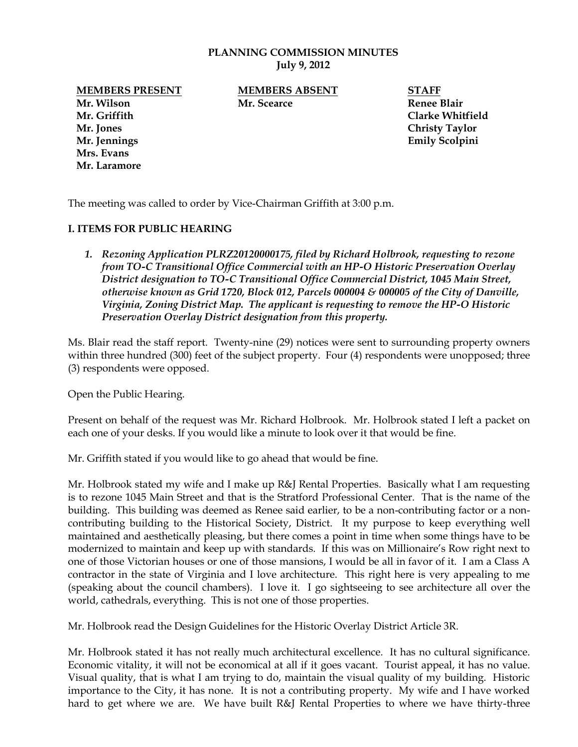**PLANNING COMMISSION MINUTES**
**July 9, 2012**

| **MEMBERS PRESENT** | **MEMBERS ABSENT** | **STAFF** |
|---|---|---|
| **Mr. Wilson** | **Mr. Scearce** | **Renee Blair** |
| **Mr. Griffith** | | **Clarke Whitfield** |
| **Mr. Jones** | | **Christy Taylor** |
| **Mr. Jennings** | | **Emily Scolpini** |
| **Mrs. Evans** | | |
| **Mr. Laramore** | | |

The meeting was called to order by Vice-Chairman Griffith at 3:00 p.m.

## I. ITEMS FOR PUBLIC HEARING

1. ***Rezoning Application PLRZ20120000175, filed by Richard Holbrook, requesting to rezone from TO-C Transitional Office Commercial with an HP-O Historic Preservation Overlay District designation to TO-C Transitional Office Commercial District, 1045 Main Street, otherwise known as Grid 1720, Block 012, Parcels 000004 & 000005 of the City of Danville, Virginia, Zoning District Map. The applicant is requesting to remove the HP-O Historic Preservation Overlay District designation from this property.***

Ms. Blair read the staff report. Twenty-nine (29) notices were sent to surrounding property owners within three hundred (300) feet of the subject property. Four (4) respondents were unopposed; three (3) respondents were opposed.

Open the Public Hearing.

Present on behalf of the request was Mr. Richard Holbrook. Mr. Holbrook stated I left a packet on each one of your desks. If you would like a minute to look over it that would be fine.

Mr. Griffith stated if you would like to go ahead that would be fine.

Mr. Holbrook stated my wife and I make up R&J Rental Properties. Basically what I am requesting is to rezone 1045 Main Street and that is the Stratford Professional Center. That is the name of the building. This building was deemed as Renee said earlier, to be a non-contributing factor or a non-contributing building to the Historical Society, District. It my purpose to keep everything well maintained and aesthetically pleasing, but there comes a point in time when some things have to be modernized to maintain and keep up with standards. If this was on Millionaire's Row right next to one of those Victorian houses or one of those mansions, I would be all in favor of it. I am a Class A contractor in the state of Virginia and I love architecture. This right here is very appealing to me (speaking about the council chambers). I love it. I go sightseeing to see architecture all over the world, cathedrals, everything. This is not one of those properties.

Mr. Holbrook read the Design Guidelines for the Historic Overlay District Article 3R.

Mr. Holbrook stated it has not really much architectural excellence. It has no cultural significance. Economic vitality, it will not be economical at all if it goes vacant. Tourist appeal, it has no value. Visual quality, that is what I am trying to do, maintain the visual quality of my building. Historic importance to the City, it has none. It is not a contributing property. My wife and I have worked hard to get where we are. We have built R&J Rental Properties to where we have thirty-three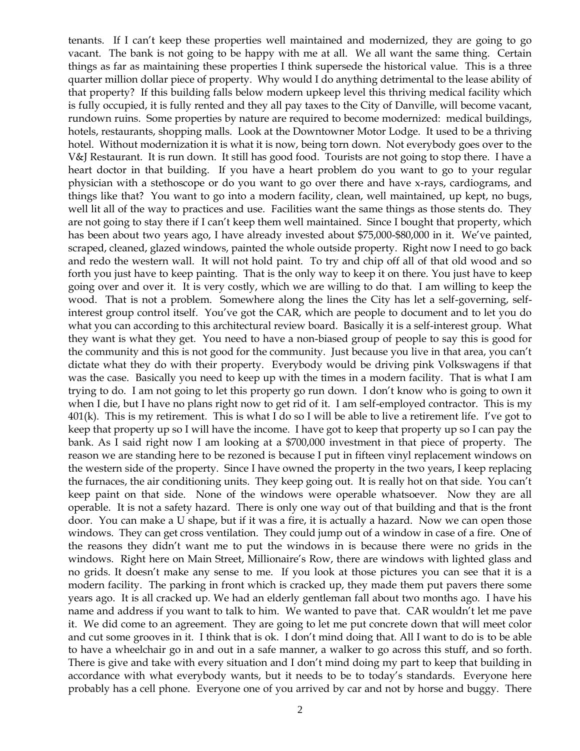tenants. If I can't keep these properties well maintained and modernized, they are going to go vacant. The bank is not going to be happy with me at all. We all want the same thing. Certain things as far as maintaining these properties I think supersede the historical value. This is a three quarter million dollar piece of property. Why would I do anything detrimental to the lease ability of that property? If this building falls below modern upkeep level this thriving medical facility which is fully occupied, it is fully rented and they all pay taxes to the City of Danville, will become vacant, rundown ruins. Some properties by nature are required to become modernized: medical buildings, hotels, restaurants, shopping malls. Look at the Downtowner Motor Lodge. It used to be a thriving hotel. Without modernization it is what it is now, being torn down. Not everybody goes over to the V&J Restaurant. It is run down. It still has good food. Tourists are not going to stop there. I have a heart doctor in that building. If you have a heart problem do you want to go to your regular physician with a stethoscope or do you want to go over there and have x-rays, cardiograms, and things like that? You want to go into a modern facility, clean, well maintained, up kept, no bugs, well lit all of the way to practices and use. Facilities want the same things as those stents do. They are not going to stay there if I can't keep them well maintained. Since I bought that property, which has been about two years ago, I have already invested about $75,000-$80,000 in it. We've painted, scraped, cleaned, glazed windows, painted the whole outside property. Right now I need to go back and redo the western wall. It will not hold paint. To try and chip off all of that old wood and so forth you just have to keep painting. That is the only way to keep it on there. You just have to keep going over and over it. It is very costly, which we are willing to do that. I am willing to keep the wood. That is not a problem. Somewhere along the lines the City has let a self-governing, self-interest group control itself. You've got the CAR, which are people to document and to let you do what you can according to this architectural review board. Basically it is a self-interest group. What they want is what they get. You need to have a non-biased group of people to say this is good for the community and this is not good for the community. Just because you live in that area, you can't dictate what they do with their property. Everybody would be driving pink Volkswagens if that was the case. Basically you need to keep up with the times in a modern facility. That is what I am trying to do. I am not going to let this property go run down. I don't know who is going to own it when I die, but I have no plans right now to get rid of it. I am self-employed contractor. This is my 401(k). This is my retirement. This is what I do so I will be able to live a retirement life. I've got to keep that property up so I will have the income. I have got to keep that property up so I can pay the bank. As I said right now I am looking at a $700,000 investment in that piece of property. The reason we are standing here to be rezoned is because I put in fifteen vinyl replacement windows on the western side of the property. Since I have owned the property in the two years, I keep replacing the furnaces, the air conditioning units. They keep going out. It is really hot on that side. You can't keep paint on that side. None of the windows were operable whatsoever. Now they are all operable. It is not a safety hazard. There is only one way out of that building and that is the front door. You can make a U shape, but if it was a fire, it is actually a hazard. Now we can open those windows. They can get cross ventilation. They could jump out of a window in case of a fire. One of the reasons they didn't want me to put the windows in is because there were no grids in the windows. Right here on Main Street, Millionaire's Row, there are windows with lighted glass and no grids. It doesn't make any sense to me. If you look at those pictures you can see that it is a modern facility. The parking in front which is cracked up, they made them put pavers there some years ago. It is all cracked up. We had an elderly gentleman fall about two months ago. I have his name and address if you want to talk to him. We wanted to pave that. CAR wouldn't let me pave it. We did come to an agreement. They are going to let me put concrete down that will meet color and cut some grooves in it. I think that is ok. I don't mind doing that. All I want to do is to be able to have a wheelchair go in and out in a safe manner, a walker to go across this stuff, and so forth. There is give and take with every situation and I don't mind doing my part to keep that building in accordance with what everybody wants, but it needs to be to today's standards. Everyone here probably has a cell phone. Everyone one of you arrived by car and not by horse and buggy. There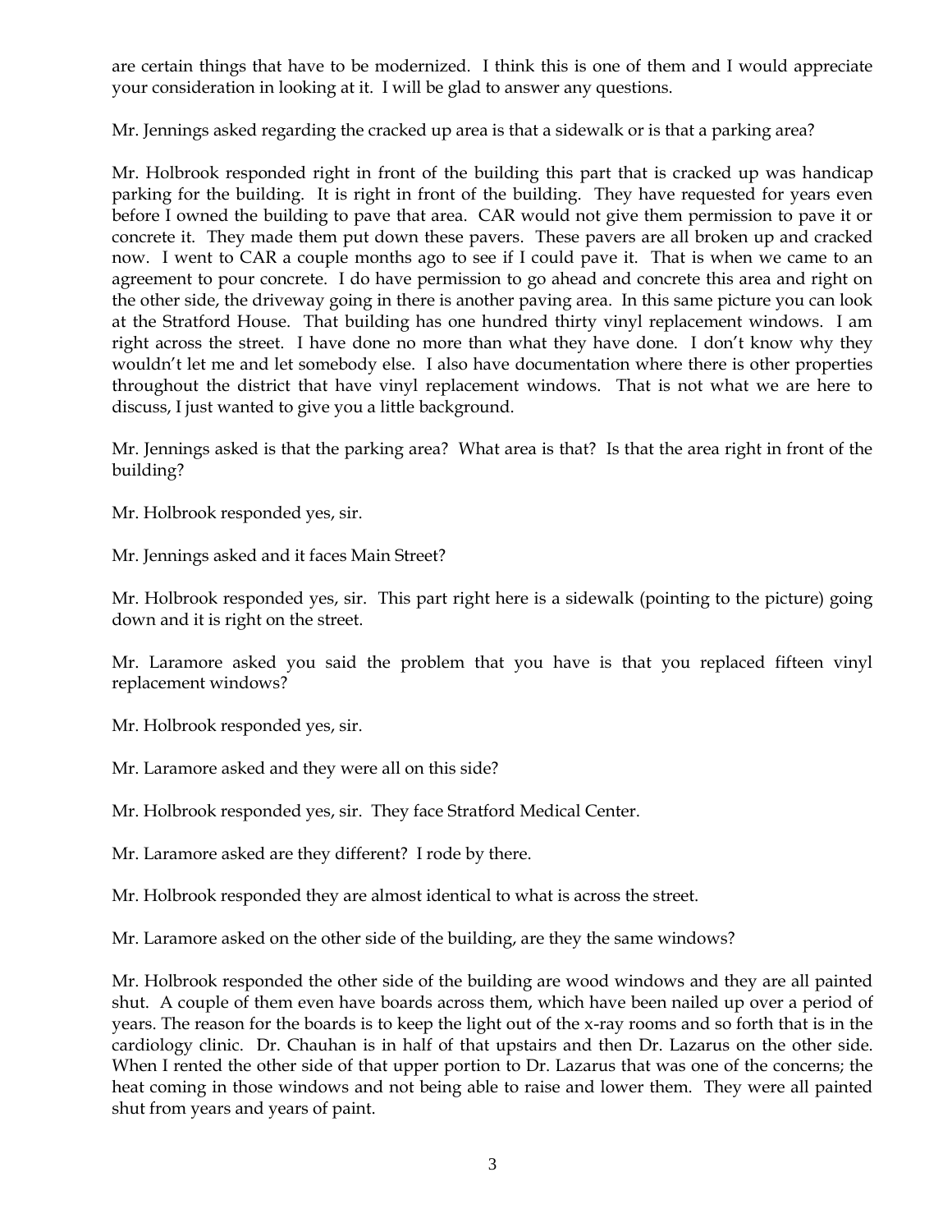are certain things that have to be modernized. I think this is one of them and I would appreciate your consideration in looking at it. I will be glad to answer any questions.

Mr. Jennings asked regarding the cracked up area is that a sidewalk or is that a parking area?

Mr. Holbrook responded right in front of the building this part that is cracked up was handicap parking for the building. It is right in front of the building. They have requested for years even before I owned the building to pave that area. CAR would not give them permission to pave it or concrete it. They made them put down these pavers. These pavers are all broken up and cracked now. I went to CAR a couple months ago to see if I could pave it. That is when we came to an agreement to pour concrete. I do have permission to go ahead and concrete this area and right on the other side, the driveway going in there is another paving area. In this same picture you can look at the Stratford House. That building has one hundred thirty vinyl replacement windows. I am right across the street. I have done no more than what they have done. I don't know why they wouldn't let me and let somebody else. I also have documentation where there is other properties throughout the district that have vinyl replacement windows. That is not what we are here to discuss, I just wanted to give you a little background.

Mr. Jennings asked is that the parking area? What area is that? Is that the area right in front of the building?

Mr. Holbrook responded yes, sir.

Mr. Jennings asked and it faces Main Street?

Mr. Holbrook responded yes, sir. This part right here is a sidewalk (pointing to the picture) going down and it is right on the street.

Mr. Laramore asked you said the problem that you have is that you replaced fifteen vinyl replacement windows?

Mr. Holbrook responded yes, sir.

Mr. Laramore asked and they were all on this side?

Mr. Holbrook responded yes, sir. They face Stratford Medical Center.

Mr. Laramore asked are they different? I rode by there.

Mr. Holbrook responded they are almost identical to what is across the street.

Mr. Laramore asked on the other side of the building, are they the same windows?

Mr. Holbrook responded the other side of the building are wood windows and they are all painted shut. A couple of them even have boards across them, which have been nailed up over a period of years. The reason for the boards is to keep the light out of the x-ray rooms and so forth that is in the cardiology clinic. Dr. Chauhan is in half of that upstairs and then Dr. Lazarus on the other side. When I rented the other side of that upper portion to Dr. Lazarus that was one of the concerns; the heat coming in those windows and not being able to raise and lower them. They were all painted shut from years and years of paint.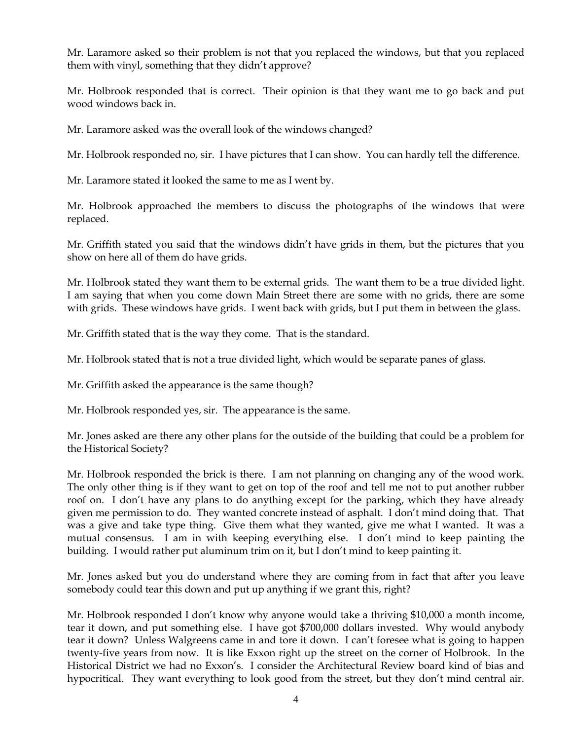Mr. Laramore asked so their problem is not that you replaced the windows, but that you replaced them with vinyl, something that they didn't approve?

Mr. Holbrook responded that is correct. Their opinion is that they want me to go back and put wood windows back in.

Mr. Laramore asked was the overall look of the windows changed?

Mr. Holbrook responded no, sir. I have pictures that I can show. You can hardly tell the difference.

Mr. Laramore stated it looked the same to me as I went by.

Mr. Holbrook approached the members to discuss the photographs of the windows that were replaced.

Mr. Griffith stated you said that the windows didn't have grids in them, but the pictures that you show on here all of them do have grids.

Mr. Holbrook stated they want them to be external grids. The want them to be a true divided light. I am saying that when you come down Main Street there are some with no grids, there are some with grids. These windows have grids. I went back with grids, but I put them in between the glass.

Mr. Griffith stated that is the way they come. That is the standard.

Mr. Holbrook stated that is not a true divided light, which would be separate panes of glass.

Mr. Griffith asked the appearance is the same though?

Mr. Holbrook responded yes, sir. The appearance is the same.

Mr. Jones asked are there any other plans for the outside of the building that could be a problem for the Historical Society?

Mr. Holbrook responded the brick is there. I am not planning on changing any of the wood work. The only other thing is if they want to get on top of the roof and tell me not to put another rubber roof on. I don't have any plans to do anything except for the parking, which they have already given me permission to do. They wanted concrete instead of asphalt. I don't mind doing that. That was a give and take type thing. Give them what they wanted, give me what I wanted. It was a mutual consensus. I am in with keeping everything else. I don't mind to keep painting the building. I would rather put aluminum trim on it, but I don't mind to keep painting it.

Mr. Jones asked but you do understand where they are coming from in fact that after you leave somebody could tear this down and put up anything if we grant this, right?

Mr. Holbrook responded I don't know why anyone would take a thriving $10,000 a month income, tear it down, and put something else. I have got $700,000 dollars invested. Why would anybody tear it down? Unless Walgreens came in and tore it down. I can't foresee what is going to happen twenty-five years from now. It is like Exxon right up the street on the corner of Holbrook. In the Historical District we had no Exxon's. I consider the Architectural Review board kind of bias and hypocritical. They want everything to look good from the street, but they don't mind central air.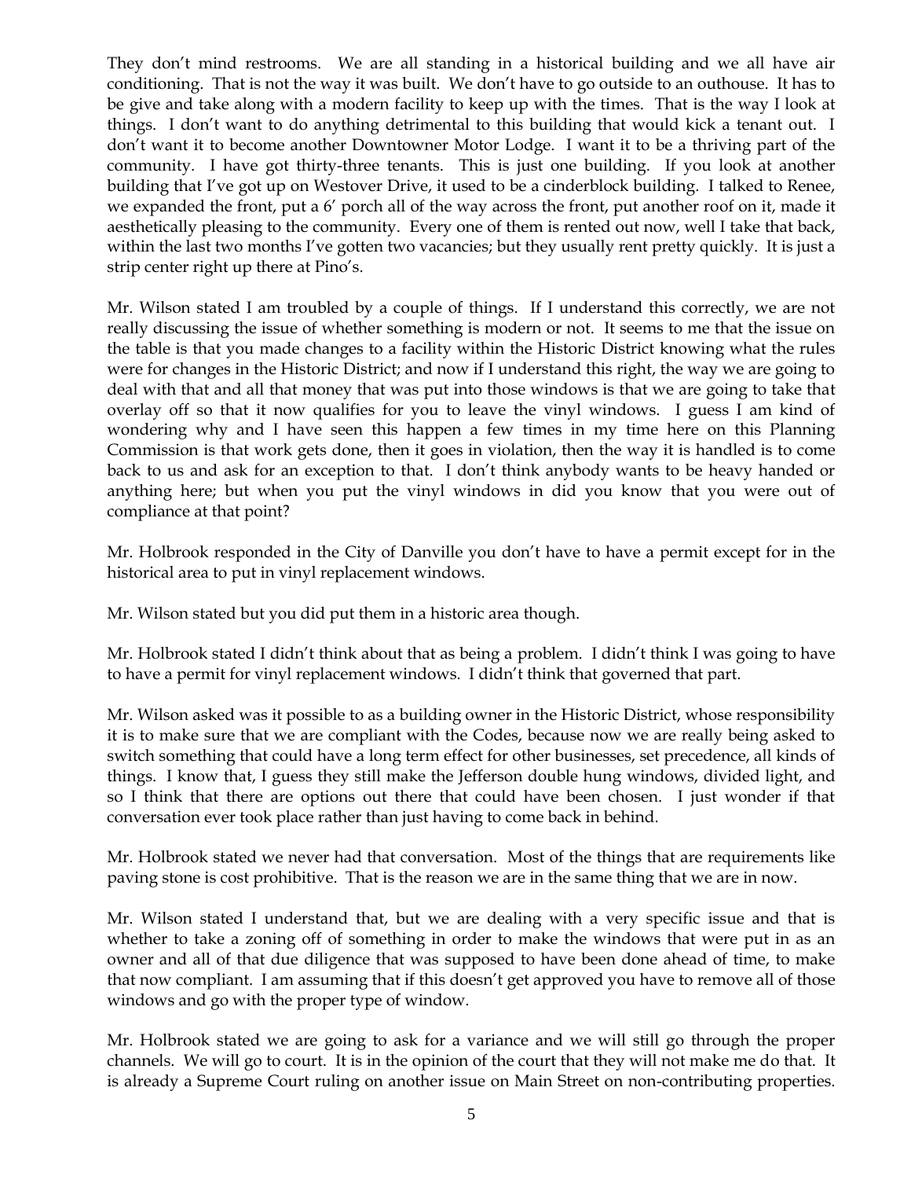They don't mind restrooms. We are all standing in a historical building and we all have air conditioning. That is not the way it was built. We don't have to go outside to an outhouse. It has to be give and take along with a modern facility to keep up with the times. That is the way I look at things. I don't want to do anything detrimental to this building that would kick a tenant out. I don't want it to become another Downtowner Motor Lodge. I want it to be a thriving part of the community. I have got thirty-three tenants. This is just one building. If you look at another building that I've got up on Westover Drive, it used to be a cinderblock building. I talked to Renee, we expanded the front, put a 6' porch all of the way across the front, put another roof on it, made it aesthetically pleasing to the community. Every one of them is rented out now, well I take that back, within the last two months I've gotten two vacancies; but they usually rent pretty quickly. It is just a strip center right up there at Pino's.

Mr. Wilson stated I am troubled by a couple of things. If I understand this correctly, we are not really discussing the issue of whether something is modern or not. It seems to me that the issue on the table is that you made changes to a facility within the Historic District knowing what the rules were for changes in the Historic District; and now if I understand this right, the way we are going to deal with that and all that money that was put into those windows is that we are going to take that overlay off so that it now qualifies for you to leave the vinyl windows. I guess I am kind of wondering why and I have seen this happen a few times in my time here on this Planning Commission is that work gets done, then it goes in violation, then the way it is handled is to come back to us and ask for an exception to that. I don't think anybody wants to be heavy handed or anything here; but when you put the vinyl windows in did you know that you were out of compliance at that point?

Mr. Holbrook responded in the City of Danville you don't have to have a permit except for in the historical area to put in vinyl replacement windows.

Mr. Wilson stated but you did put them in a historic area though.

Mr. Holbrook stated I didn't think about that as being a problem. I didn't think I was going to have to have a permit for vinyl replacement windows. I didn't think that governed that part.

Mr. Wilson asked was it possible to as a building owner in the Historic District, whose responsibility it is to make sure that we are compliant with the Codes, because now we are really being asked to switch something that could have a long term effect for other businesses, set precedence, all kinds of things. I know that, I guess they still make the Jefferson double hung windows, divided light, and so I think that there are options out there that could have been chosen. I just wonder if that conversation ever took place rather than just having to come back in behind.

Mr. Holbrook stated we never had that conversation. Most of the things that are requirements like paving stone is cost prohibitive. That is the reason we are in the same thing that we are in now.

Mr. Wilson stated I understand that, but we are dealing with a very specific issue and that is whether to take a zoning off of something in order to make the windows that were put in as an owner and all of that due diligence that was supposed to have been done ahead of time, to make that now compliant. I am assuming that if this doesn't get approved you have to remove all of those windows and go with the proper type of window.

Mr. Holbrook stated we are going to ask for a variance and we will still go through the proper channels. We will go to court. It is in the opinion of the court that they will not make me do that. It is already a Supreme Court ruling on another issue on Main Street on non-contributing properties.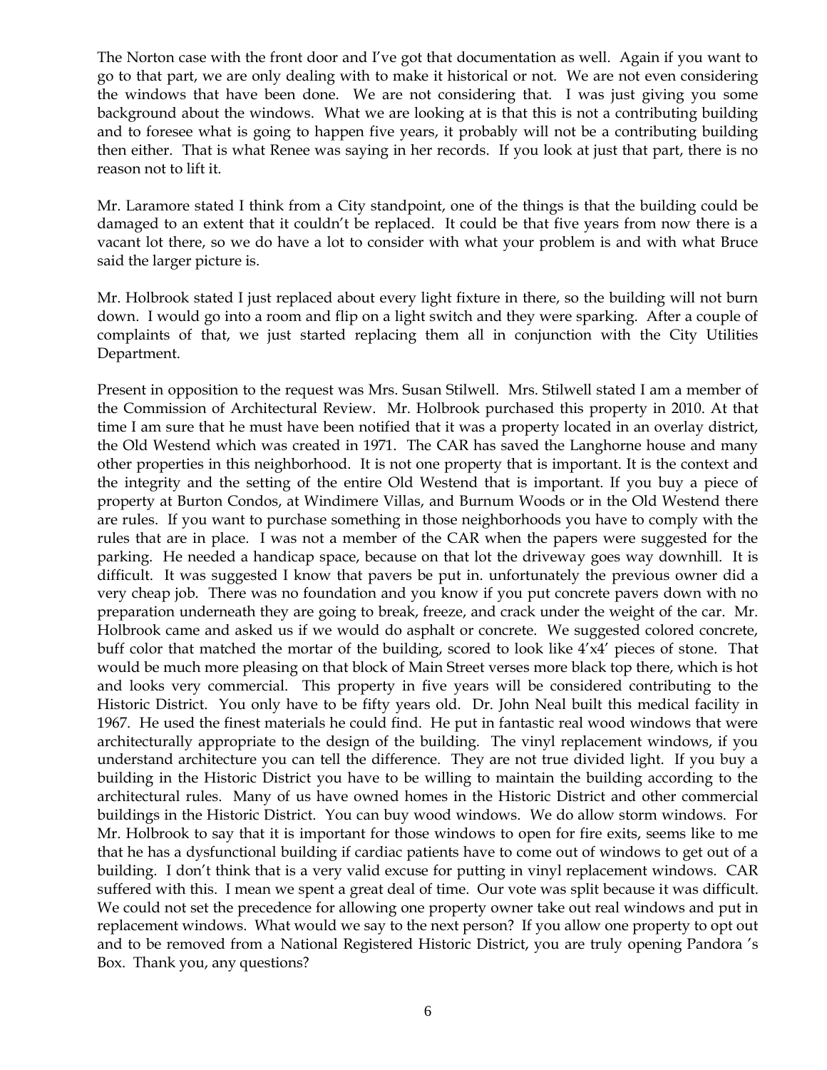The Norton case with the front door and I've got that documentation as well. Again if you want to go to that part, we are only dealing with to make it historical or not. We are not even considering the windows that have been done. We are not considering that. I was just giving you some background about the windows. What we are looking at is that this is not a contributing building and to foresee what is going to happen five years, it probably will not be a contributing building then either. That is what Renee was saying in her records. If you look at just that part, there is no reason not to lift it.

Mr. Laramore stated I think from a City standpoint, one of the things is that the building could be damaged to an extent that it couldn't be replaced. It could be that five years from now there is a vacant lot there, so we do have a lot to consider with what your problem is and with what Bruce said the larger picture is.

Mr. Holbrook stated I just replaced about every light fixture in there, so the building will not burn down. I would go into a room and flip on a light switch and they were sparking. After a couple of complaints of that, we just started replacing them all in conjunction with the City Utilities Department.

Present in opposition to the request was Mrs. Susan Stilwell. Mrs. Stilwell stated I am a member of the Commission of Architectural Review. Mr. Holbrook purchased this property in 2010. At that time I am sure that he must have been notified that it was a property located in an overlay district, the Old Westend which was created in 1971. The CAR has saved the Langhorne house and many other properties in this neighborhood. It is not one property that is important. It is the context and the integrity and the setting of the entire Old Westend that is important. If you buy a piece of property at Burton Condos, at Windimere Villas, and Burnum Woods or in the Old Westend there are rules. If you want to purchase something in those neighborhoods you have to comply with the rules that are in place. I was not a member of the CAR when the papers were suggested for the parking. He needed a handicap space, because on that lot the driveway goes way downhill. It is difficult. It was suggested I know that pavers be put in. unfortunately the previous owner did a very cheap job. There was no foundation and you know if you put concrete pavers down with no preparation underneath they are going to break, freeze, and crack under the weight of the car. Mr. Holbrook came and asked us if we would do asphalt or concrete. We suggested colored concrete, buff color that matched the mortar of the building, scored to look like 4'x4' pieces of stone. That would be much more pleasing on that block of Main Street verses more black top there, which is hot and looks very commercial. This property in five years will be considered contributing to the Historic District. You only have to be fifty years old. Dr. John Neal built this medical facility in 1967. He used the finest materials he could find. He put in fantastic real wood windows that were architecturally appropriate to the design of the building. The vinyl replacement windows, if you understand architecture you can tell the difference. They are not true divided light. If you buy a building in the Historic District you have to be willing to maintain the building according to the architectural rules. Many of us have owned homes in the Historic District and other commercial buildings in the Historic District. You can buy wood windows. We do allow storm windows. For Mr. Holbrook to say that it is important for those windows to open for fire exits, seems like to me that he has a dysfunctional building if cardiac patients have to come out of windows to get out of a building. I don't think that is a very valid excuse for putting in vinyl replacement windows. CAR suffered with this. I mean we spent a great deal of time. Our vote was split because it was difficult. We could not set the precedence for allowing one property owner take out real windows and put in replacement windows. What would we say to the next person? If you allow one property to opt out and to be removed from a National Registered Historic District, you are truly opening Pandora 's Box. Thank you, any questions?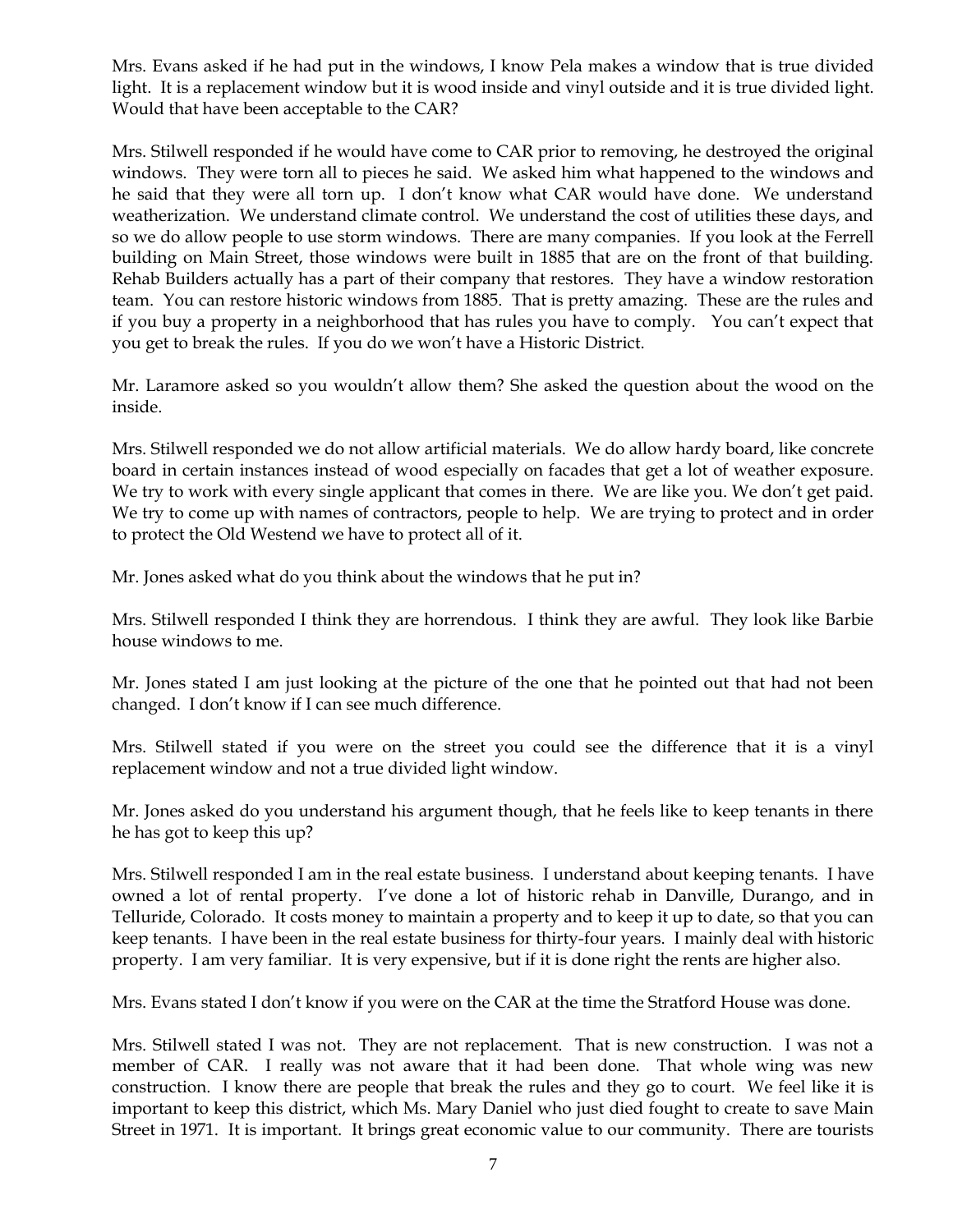Mrs. Evans asked if he had put in the windows, I know Pela makes a window that is true divided light. It is a replacement window but it is wood inside and vinyl outside and it is true divided light. Would that have been acceptable to the CAR?

Mrs. Stilwell responded if he would have come to CAR prior to removing, he destroyed the original windows. They were torn all to pieces he said. We asked him what happened to the windows and he said that they were all torn up. I don't know what CAR would have done. We understand weatherization. We understand climate control. We understand the cost of utilities these days, and so we do allow people to use storm windows. There are many companies. If you look at the Ferrell building on Main Street, those windows were built in 1885 that are on the front of that building. Rehab Builders actually has a part of their company that restores. They have a window restoration team. You can restore historic windows from 1885. That is pretty amazing. These are the rules and if you buy a property in a neighborhood that has rules you have to comply. You can't expect that you get to break the rules. If you do we won't have a Historic District.

Mr. Laramore asked so you wouldn't allow them? She asked the question about the wood on the inside.

Mrs. Stilwell responded we do not allow artificial materials. We do allow hardy board, like concrete board in certain instances instead of wood especially on facades that get a lot of weather exposure. We try to work with every single applicant that comes in there. We are like you. We don't get paid. We try to come up with names of contractors, people to help. We are trying to protect and in order to protect the Old Westend we have to protect all of it.

Mr. Jones asked what do you think about the windows that he put in?

Mrs. Stilwell responded I think they are horrendous. I think they are awful. They look like Barbie house windows to me.

Mr. Jones stated I am just looking at the picture of the one that he pointed out that had not been changed. I don't know if I can see much difference.

Mrs. Stilwell stated if you were on the street you could see the difference that it is a vinyl replacement window and not a true divided light window.

Mr. Jones asked do you understand his argument though, that he feels like to keep tenants in there he has got to keep this up?

Mrs. Stilwell responded I am in the real estate business. I understand about keeping tenants. I have owned a lot of rental property. I've done a lot of historic rehab in Danville, Durango, and in Telluride, Colorado. It costs money to maintain a property and to keep it up to date, so that you can keep tenants. I have been in the real estate business for thirty-four years. I mainly deal with historic property. I am very familiar. It is very expensive, but if it is done right the rents are higher also.

Mrs. Evans stated I don't know if you were on the CAR at the time the Stratford House was done.

Mrs. Stilwell stated I was not. They are not replacement. That is new construction. I was not a member of CAR. I really was not aware that it had been done. That whole wing was new construction. I know there are people that break the rules and they go to court. We feel like it is important to keep this district, which Ms. Mary Daniel who just died fought to create to save Main Street in 1971. It is important. It brings great economic value to our community. There are tourists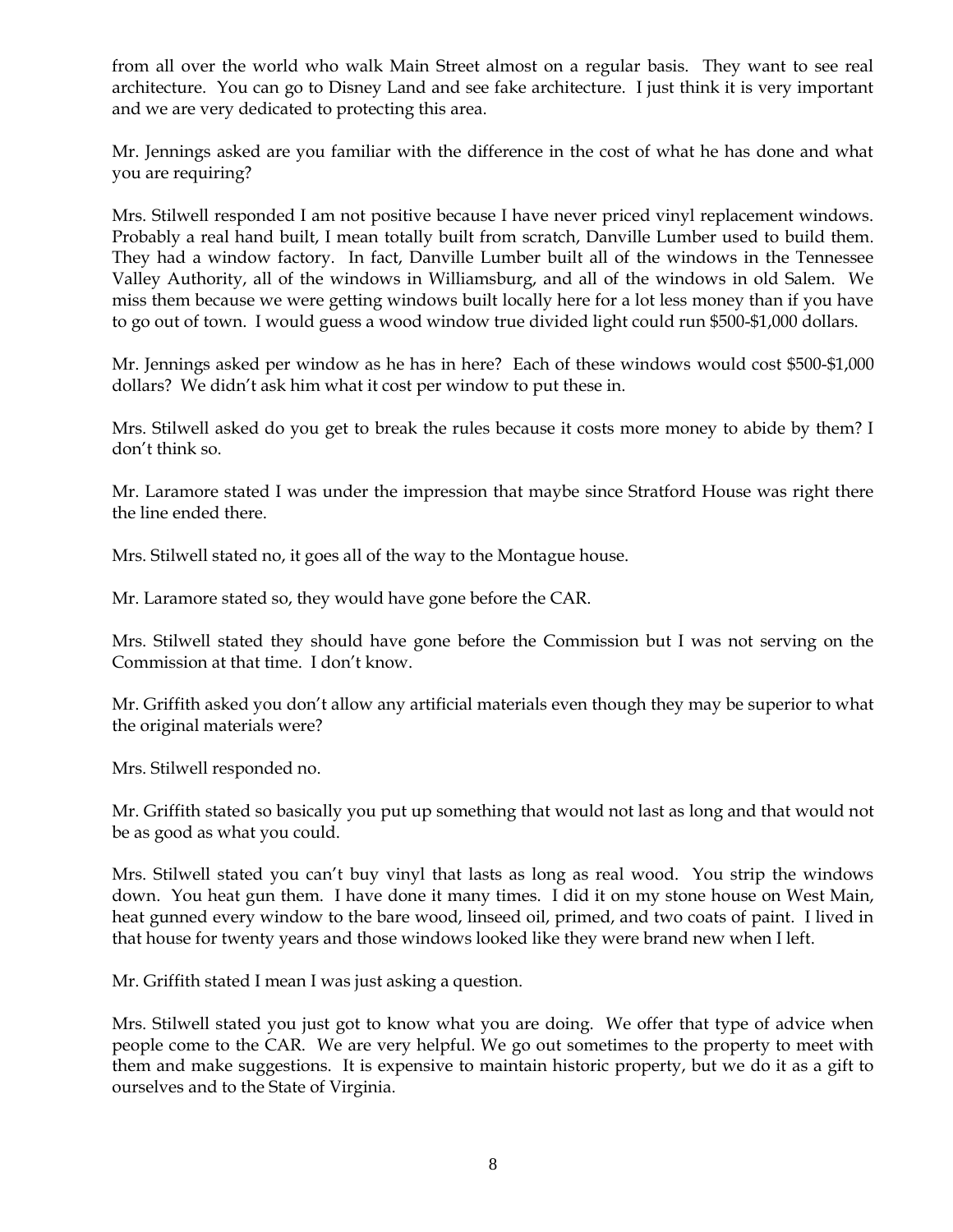from all over the world who walk Main Street almost on a regular basis. They want to see real architecture. You can go to Disney Land and see fake architecture. I just think it is very important and we are very dedicated to protecting this area.

Mr. Jennings asked are you familiar with the difference in the cost of what he has done and what you are requiring?

Mrs. Stilwell responded I am not positive because I have never priced vinyl replacement windows. Probably a real hand built, I mean totally built from scratch, Danville Lumber used to build them. They had a window factory. In fact, Danville Lumber built all of the windows in the Tennessee Valley Authority, all of the windows in Williamsburg, and all of the windows in old Salem. We miss them because we were getting windows built locally here for a lot less money than if you have to go out of town. I would guess a wood window true divided light could run $500-$1,000 dollars.

Mr. Jennings asked per window as he has in here? Each of these windows would cost $500-$1,000 dollars? We didn't ask him what it cost per window to put these in.

Mrs. Stilwell asked do you get to break the rules because it costs more money to abide by them? I don't think so.

Mr. Laramore stated I was under the impression that maybe since Stratford House was right there the line ended there.

Mrs. Stilwell stated no, it goes all of the way to the Montague house.

Mr. Laramore stated so, they would have gone before the CAR.

Mrs. Stilwell stated they should have gone before the Commission but I was not serving on the Commission at that time. I don't know.

Mr. Griffith asked you don't allow any artificial materials even though they may be superior to what the original materials were?

Mrs. Stilwell responded no.

Mr. Griffith stated so basically you put up something that would not last as long and that would not be as good as what you could.

Mrs. Stilwell stated you can't buy vinyl that lasts as long as real wood. You strip the windows down. You heat gun them. I have done it many times. I did it on my stone house on West Main, heat gunned every window to the bare wood, linseed oil, primed, and two coats of paint. I lived in that house for twenty years and those windows looked like they were brand new when I left.

Mr. Griffith stated I mean I was just asking a question.

Mrs. Stilwell stated you just got to know what you are doing. We offer that type of advice when people come to the CAR. We are very helpful. We go out sometimes to the property to meet with them and make suggestions. It is expensive to maintain historic property, but we do it as a gift to ourselves and to the State of Virginia.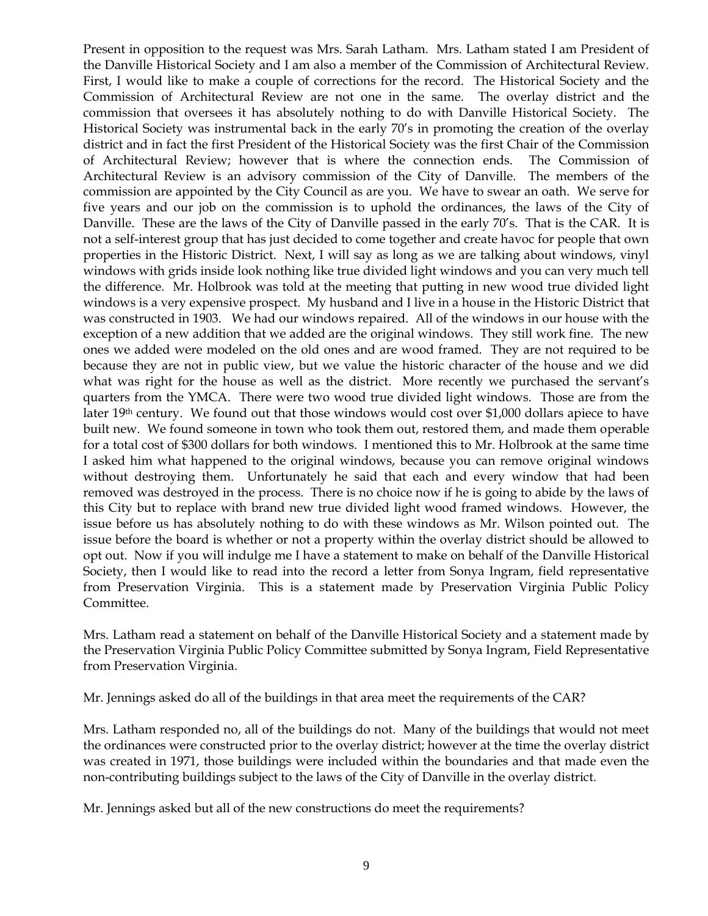Present in opposition to the request was Mrs. Sarah Latham. Mrs. Latham stated I am President of the Danville Historical Society and I am also a member of the Commission of Architectural Review. First, I would like to make a couple of corrections for the record. The Historical Society and the Commission of Architectural Review are not one in the same. The overlay district and the commission that oversees it has absolutely nothing to do with Danville Historical Society. The Historical Society was instrumental back in the early 70's in promoting the creation of the overlay district and in fact the first President of the Historical Society was the first Chair of the Commission of Architectural Review; however that is where the connection ends. The Commission of Architectural Review is an advisory commission of the City of Danville. The members of the commission are appointed by the City Council as are you. We have to swear an oath. We serve for five years and our job on the commission is to uphold the ordinances, the laws of the City of Danville. These are the laws of the City of Danville passed in the early 70's. That is the CAR. It is not a self-interest group that has just decided to come together and create havoc for people that own properties in the Historic District. Next, I will say as long as we are talking about windows, vinyl windows with grids inside look nothing like true divided light windows and you can very much tell the difference. Mr. Holbrook was told at the meeting that putting in new wood true divided light windows is a very expensive prospect. My husband and I live in a house in the Historic District that was constructed in 1903. We had our windows repaired. All of the windows in our house with the exception of a new addition that we added are the original windows. They still work fine. The new ones we added were modeled on the old ones and are wood framed. They are not required to be because they are not in public view, but we value the historic character of the house and we did what was right for the house as well as the district. More recently we purchased the servant's quarters from the YMCA. There were two wood true divided light windows. Those are from the later 19th century. We found out that those windows would cost over $1,000 dollars apiece to have built new. We found someone in town who took them out, restored them, and made them operable for a total cost of $300 dollars for both windows. I mentioned this to Mr. Holbrook at the same time I asked him what happened to the original windows, because you can remove original windows without destroying them. Unfortunately he said that each and every window that had been removed was destroyed in the process. There is no choice now if he is going to abide by the laws of this City but to replace with brand new true divided light wood framed windows. However, the issue before us has absolutely nothing to do with these windows as Mr. Wilson pointed out. The issue before the board is whether or not a property within the overlay district should be allowed to opt out. Now if you will indulge me I have a statement to make on behalf of the Danville Historical Society, then I would like to read into the record a letter from Sonya Ingram, field representative from Preservation Virginia. This is a statement made by Preservation Virginia Public Policy Committee.

Mrs. Latham read a statement on behalf of the Danville Historical Society and a statement made by the Preservation Virginia Public Policy Committee submitted by Sonya Ingram, Field Representative from Preservation Virginia.

Mr. Jennings asked do all of the buildings in that area meet the requirements of the CAR?

Mrs. Latham responded no, all of the buildings do not. Many of the buildings that would not meet the ordinances were constructed prior to the overlay district; however at the time the overlay district was created in 1971, those buildings were included within the boundaries and that made even the non-contributing buildings subject to the laws of the City of Danville in the overlay district.

Mr. Jennings asked but all of the new constructions do meet the requirements?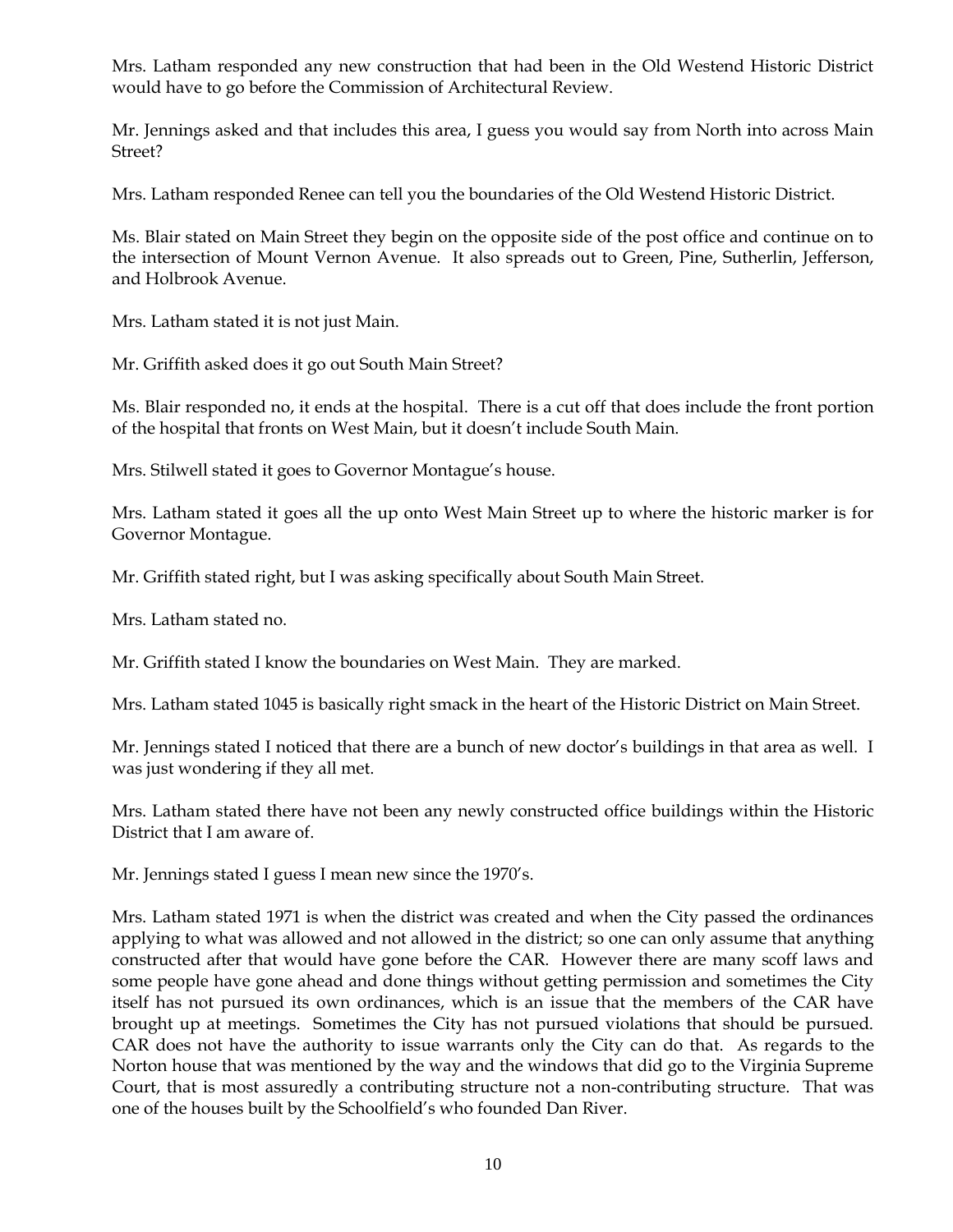Mrs. Latham responded any new construction that had been in the Old Westend Historic District would have to go before the Commission of Architectural Review.

Mr. Jennings asked and that includes this area, I guess you would say from North into across Main Street?

Mrs. Latham responded Renee can tell you the boundaries of the Old Westend Historic District.

Ms. Blair stated on Main Street they begin on the opposite side of the post office and continue on to the intersection of Mount Vernon Avenue. It also spreads out to Green, Pine, Sutherlin, Jefferson, and Holbrook Avenue.

Mrs. Latham stated it is not just Main.

Mr. Griffith asked does it go out South Main Street?

Ms. Blair responded no, it ends at the hospital. There is a cut off that does include the front portion of the hospital that fronts on West Main, but it doesn't include South Main.

Mrs. Stilwell stated it goes to Governor Montague's house.

Mrs. Latham stated it goes all the up onto West Main Street up to where the historic marker is for Governor Montague.

Mr. Griffith stated right, but I was asking specifically about South Main Street.

Mrs. Latham stated no.

Mr. Griffith stated I know the boundaries on West Main. They are marked.

Mrs. Latham stated 1045 is basically right smack in the heart of the Historic District on Main Street.

Mr. Jennings stated I noticed that there are a bunch of new doctor's buildings in that area as well. I was just wondering if they all met.

Mrs. Latham stated there have not been any newly constructed office buildings within the Historic District that I am aware of.

Mr. Jennings stated I guess I mean new since the 1970's.

Mrs. Latham stated 1971 is when the district was created and when the City passed the ordinances applying to what was allowed and not allowed in the district; so one can only assume that anything constructed after that would have gone before the CAR. However there are many scoff laws and some people have gone ahead and done things without getting permission and sometimes the City itself has not pursued its own ordinances, which is an issue that the members of the CAR have brought up at meetings. Sometimes the City has not pursued violations that should be pursued. CAR does not have the authority to issue warrants only the City can do that. As regards to the Norton house that was mentioned by the way and the windows that did go to the Virginia Supreme Court, that is most assuredly a contributing structure not a non-contributing structure. That was one of the houses built by the Schoolfield's who founded Dan River.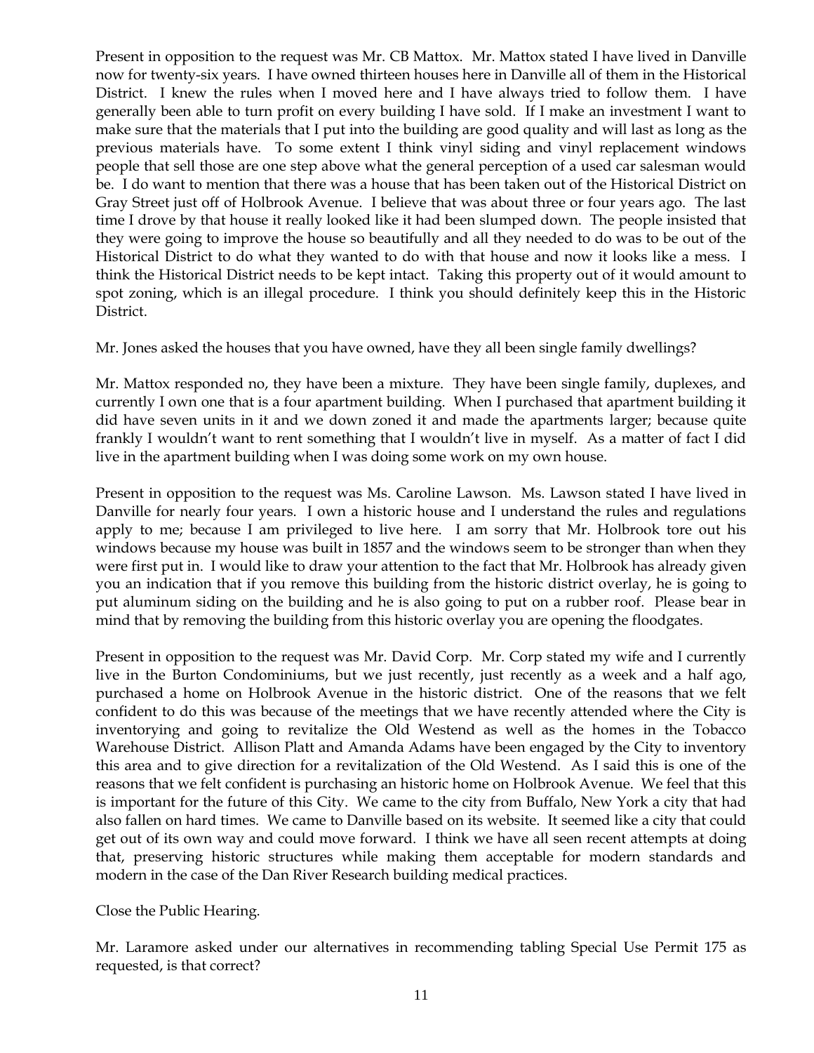Present in opposition to the request was Mr. CB Mattox. Mr. Mattox stated I have lived in Danville now for twenty-six years. I have owned thirteen houses here in Danville all of them in the Historical District. I knew the rules when I moved here and I have always tried to follow them. I have generally been able to turn profit on every building I have sold. If I make an investment I want to make sure that the materials that I put into the building are good quality and will last as long as the previous materials have. To some extent I think vinyl siding and vinyl replacement windows people that sell those are one step above what the general perception of a used car salesman would be. I do want to mention that there was a house that has been taken out of the Historical District on Gray Street just off of Holbrook Avenue. I believe that was about three or four years ago. The last time I drove by that house it really looked like it had been slumped down. The people insisted that they were going to improve the house so beautifully and all they needed to do was to be out of the Historical District to do what they wanted to do with that house and now it looks like a mess. I think the Historical District needs to be kept intact. Taking this property out of it would amount to spot zoning, which is an illegal procedure. I think you should definitely keep this in the Historic District.

Mr. Jones asked the houses that you have owned, have they all been single family dwellings?

Mr. Mattox responded no, they have been a mixture. They have been single family, duplexes, and currently I own one that is a four apartment building. When I purchased that apartment building it did have seven units in it and we down zoned it and made the apartments larger; because quite frankly I wouldn't want to rent something that I wouldn't live in myself. As a matter of fact I did live in the apartment building when I was doing some work on my own house.

Present in opposition to the request was Ms. Caroline Lawson. Ms. Lawson stated I have lived in Danville for nearly four years. I own a historic house and I understand the rules and regulations apply to me; because I am privileged to live here. I am sorry that Mr. Holbrook tore out his windows because my house was built in 1857 and the windows seem to be stronger than when they were first put in. I would like to draw your attention to the fact that Mr. Holbrook has already given you an indication that if you remove this building from the historic district overlay, he is going to put aluminum siding on the building and he is also going to put on a rubber roof. Please bear in mind that by removing the building from this historic overlay you are opening the floodgates.

Present in opposition to the request was Mr. David Corp. Mr. Corp stated my wife and I currently live in the Burton Condominiums, but we just recently, just recently as a week and a half ago, purchased a home on Holbrook Avenue in the historic district. One of the reasons that we felt confident to do this was because of the meetings that we have recently attended where the City is inventorying and going to revitalize the Old Westend as well as the homes in the Tobacco Warehouse District. Allison Platt and Amanda Adams have been engaged by the City to inventory this area and to give direction for a revitalization of the Old Westend. As I said this is one of the reasons that we felt confident is purchasing an historic home on Holbrook Avenue. We feel that this is important for the future of this City. We came to the city from Buffalo, New York a city that had also fallen on hard times. We came to Danville based on its website. It seemed like a city that could get out of its own way and could move forward. I think we have all seen recent attempts at doing that, preserving historic structures while making them acceptable for modern standards and modern in the case of the Dan River Research building medical practices.

Close the Public Hearing.

Mr. Laramore asked under our alternatives in recommending tabling Special Use Permit 175 as requested, is that correct?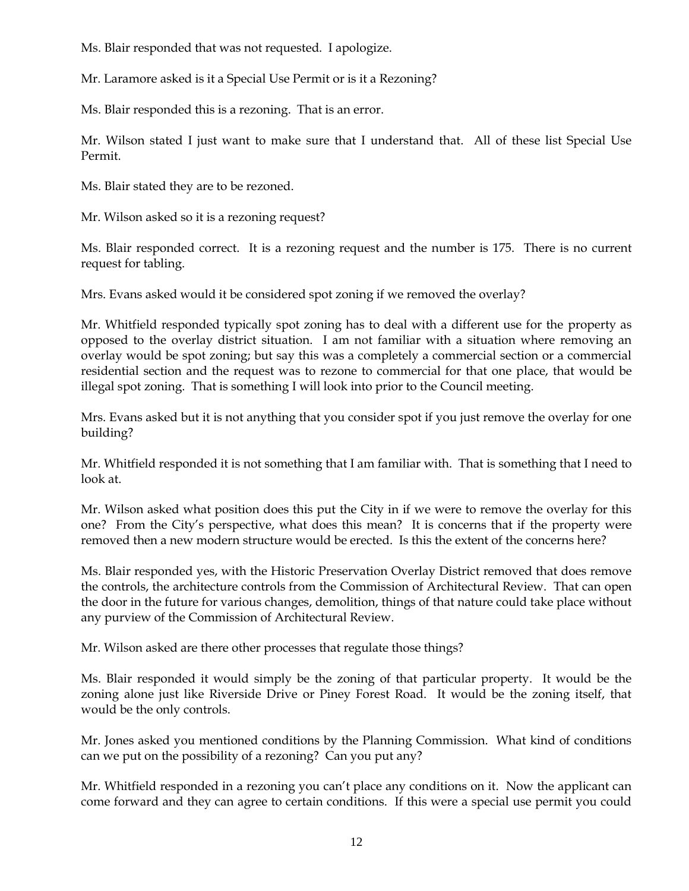Ms. Blair responded that was not requested. I apologize.

Mr. Laramore asked is it a Special Use Permit or is it a Rezoning?

Ms. Blair responded this is a rezoning. That is an error.

Mr. Wilson stated I just want to make sure that I understand that. All of these list Special Use Permit.

Ms. Blair stated they are to be rezoned.

Mr. Wilson asked so it is a rezoning request?

Ms. Blair responded correct. It is a rezoning request and the number is 175. There is no current request for tabling.

Mrs. Evans asked would it be considered spot zoning if we removed the overlay?

Mr. Whitfield responded typically spot zoning has to deal with a different use for the property as opposed to the overlay district situation. I am not familiar with a situation where removing an overlay would be spot zoning; but say this was a completely a commercial section or a commercial residential section and the request was to rezone to commercial for that one place, that would be illegal spot zoning. That is something I will look into prior to the Council meeting.

Mrs. Evans asked but it is not anything that you consider spot if you just remove the overlay for one building?

Mr. Whitfield responded it is not something that I am familiar with. That is something that I need to look at.

Mr. Wilson asked what position does this put the City in if we were to remove the overlay for this one? From the City's perspective, what does this mean? It is concerns that if the property were removed then a new modern structure would be erected. Is this the extent of the concerns here?

Ms. Blair responded yes, with the Historic Preservation Overlay District removed that does remove the controls, the architecture controls from the Commission of Architectural Review. That can open the door in the future for various changes, demolition, things of that nature could take place without any purview of the Commission of Architectural Review.

Mr. Wilson asked are there other processes that regulate those things?

Ms. Blair responded it would simply be the zoning of that particular property. It would be the zoning alone just like Riverside Drive or Piney Forest Road. It would be the zoning itself, that would be the only controls.

Mr. Jones asked you mentioned conditions by the Planning Commission. What kind of conditions can we put on the possibility of a rezoning? Can you put any?

Mr. Whitfield responded in a rezoning you can't place any conditions on it. Now the applicant can come forward and they can agree to certain conditions. If this were a special use permit you could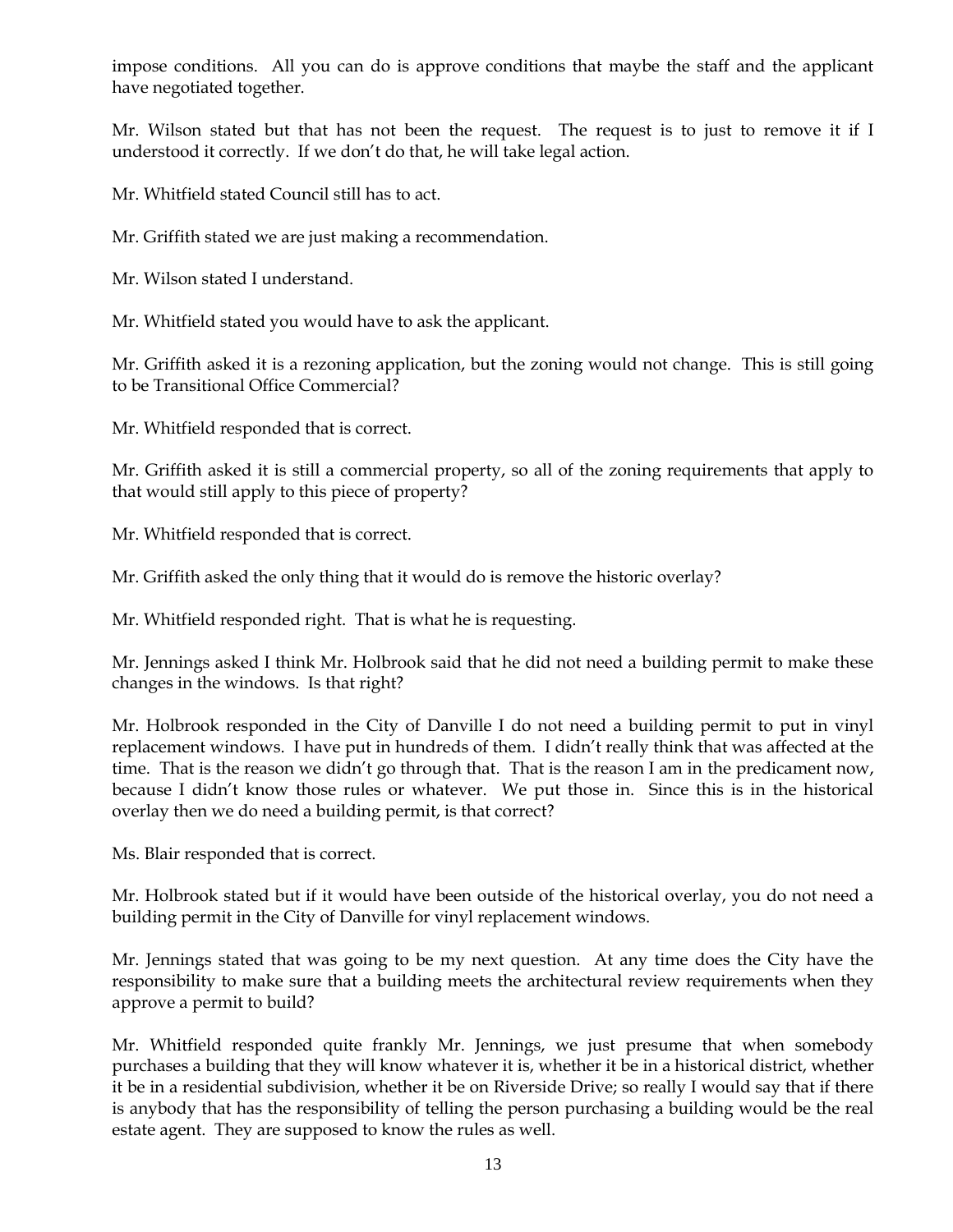impose conditions. All you can do is approve conditions that maybe the staff and the applicant have negotiated together.

Mr. Wilson stated but that has not been the request. The request is to just to remove it if I understood it correctly. If we don't do that, he will take legal action.

Mr. Whitfield stated Council still has to act.

Mr. Griffith stated we are just making a recommendation.

Mr. Wilson stated I understand.

Mr. Whitfield stated you would have to ask the applicant.

Mr. Griffith asked it is a rezoning application, but the zoning would not change. This is still going to be Transitional Office Commercial?

Mr. Whitfield responded that is correct.

Mr. Griffith asked it is still a commercial property, so all of the zoning requirements that apply to that would still apply to this piece of property?

Mr. Whitfield responded that is correct.

Mr. Griffith asked the only thing that it would do is remove the historic overlay?

Mr. Whitfield responded right. That is what he is requesting.

Mr. Jennings asked I think Mr. Holbrook said that he did not need a building permit to make these changes in the windows. Is that right?

Mr. Holbrook responded in the City of Danville I do not need a building permit to put in vinyl replacement windows. I have put in hundreds of them. I didn't really think that was affected at the time. That is the reason we didn't go through that. That is the reason I am in the predicament now, because I didn't know those rules or whatever. We put those in. Since this is in the historical overlay then we do need a building permit, is that correct?

Ms. Blair responded that is correct.

Mr. Holbrook stated but if it would have been outside of the historical overlay, you do not need a building permit in the City of Danville for vinyl replacement windows.

Mr. Jennings stated that was going to be my next question. At any time does the City have the responsibility to make sure that a building meets the architectural review requirements when they approve a permit to build?

Mr. Whitfield responded quite frankly Mr. Jennings, we just presume that when somebody purchases a building that they will know whatever it is, whether it be in a historical district, whether it be in a residential subdivision, whether it be on Riverside Drive; so really I would say that if there is anybody that has the responsibility of telling the person purchasing a building would be the real estate agent. They are supposed to know the rules as well.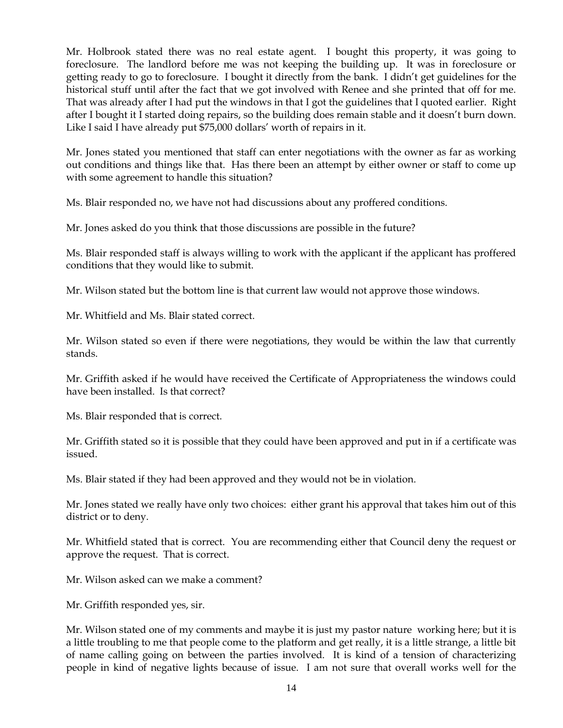Mr. Holbrook stated there was no real estate agent. I bought this property, it was going to foreclosure. The landlord before me was not keeping the building up. It was in foreclosure or getting ready to go to foreclosure. I bought it directly from the bank. I didn't get guidelines for the historical stuff until after the fact that we got involved with Renee and she printed that off for me. That was already after I had put the windows in that I got the guidelines that I quoted earlier. Right after I bought it I started doing repairs, so the building does remain stable and it doesn't burn down. Like I said I have already put $75,000 dollars' worth of repairs in it.

Mr. Jones stated you mentioned that staff can enter negotiations with the owner as far as working out conditions and things like that. Has there been an attempt by either owner or staff to come up with some agreement to handle this situation?

Ms. Blair responded no, we have not had discussions about any proffered conditions.

Mr. Jones asked do you think that those discussions are possible in the future?

Ms. Blair responded staff is always willing to work with the applicant if the applicant has proffered conditions that they would like to submit.

Mr. Wilson stated but the bottom line is that current law would not approve those windows.

Mr. Whitfield and Ms. Blair stated correct.

Mr. Wilson stated so even if there were negotiations, they would be within the law that currently stands.

Mr. Griffith asked if he would have received the Certificate of Appropriateness the windows could have been installed. Is that correct?

Ms. Blair responded that is correct.

Mr. Griffith stated so it is possible that they could have been approved and put in if a certificate was issued.

Ms. Blair stated if they had been approved and they would not be in violation.

Mr. Jones stated we really have only two choices: either grant his approval that takes him out of this district or to deny.

Mr. Whitfield stated that is correct. You are recommending either that Council deny the request or approve the request. That is correct.

Mr. Wilson asked can we make a comment?

Mr. Griffith responded yes, sir.

Mr. Wilson stated one of my comments and maybe it is just my pastor nature working here; but it is a little troubling to me that people come to the platform and get really, it is a little strange, a little bit of name calling going on between the parties involved. It is kind of a tension of characterizing people in kind of negative lights because of issue. I am not sure that overall works well for the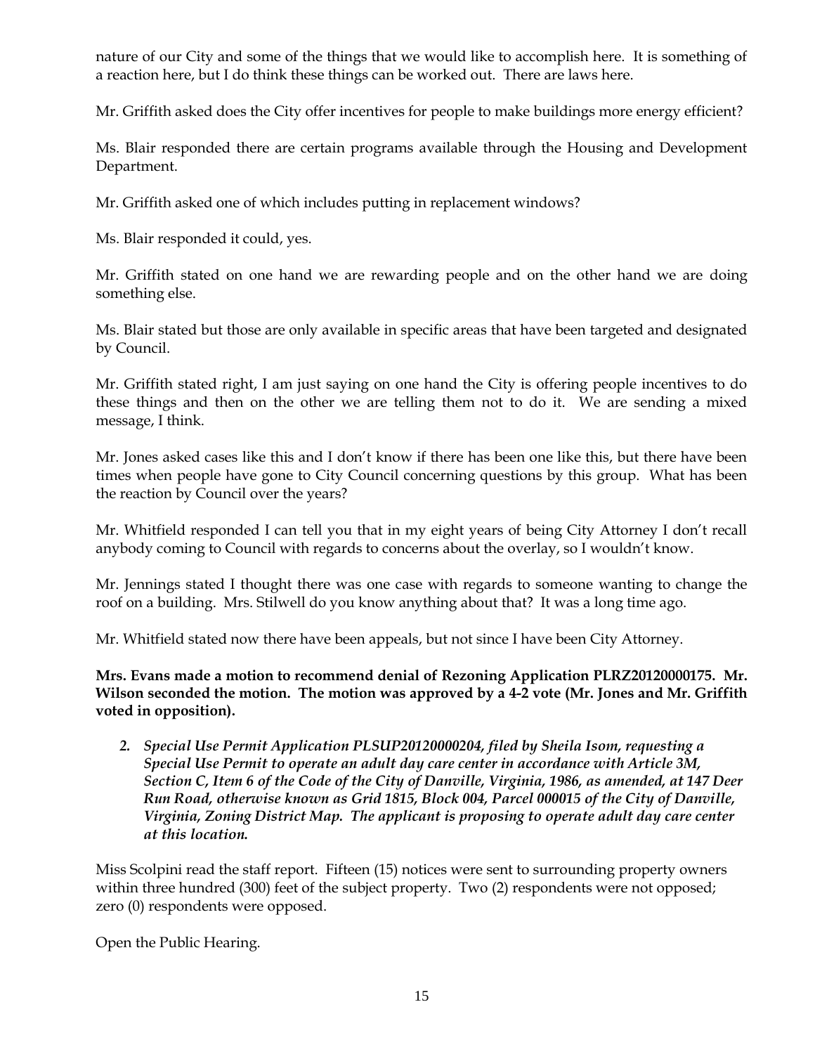nature of our City and some of the things that we would like to accomplish here. It is something of a reaction here, but I do think these things can be worked out. There are laws here.

Mr. Griffith asked does the City offer incentives for people to make buildings more energy efficient?

Ms. Blair responded there are certain programs available through the Housing and Development Department.

Mr. Griffith asked one of which includes putting in replacement windows?

Ms. Blair responded it could, yes.

Mr. Griffith stated on one hand we are rewarding people and on the other hand we are doing something else.

Ms. Blair stated but those are only available in specific areas that have been targeted and designated by Council.

Mr. Griffith stated right, I am just saying on one hand the City is offering people incentives to do these things and then on the other we are telling them not to do it. We are sending a mixed message, I think.

Mr. Jones asked cases like this and I don't know if there has been one like this, but there have been times when people have gone to City Council concerning questions by this group. What has been the reaction by Council over the years?

Mr. Whitfield responded I can tell you that in my eight years of being City Attorney I don't recall anybody coming to Council with regards to concerns about the overlay, so I wouldn't know.

Mr. Jennings stated I thought there was one case with regards to someone wanting to change the roof on a building. Mrs. Stilwell do you know anything about that? It was a long time ago.

Mr. Whitfield stated now there have been appeals, but not since I have been City Attorney.

**Mrs. Evans made a motion to recommend denial of Rezoning Application PLRZ20120000175. Mr. Wilson seconded the motion. The motion was approved by a 4-2 vote (Mr. Jones and Mr. Griffith voted in opposition).**

2. ***Special Use Permit Application PLSUP20120000204, filed by Sheila Isom, requesting a Special Use Permit to operate an adult day care center in accordance with Article 3M, Section C, Item 6 of the Code of the City of Danville, Virginia, 1986, as amended, at 147 Deer Run Road, otherwise known as Grid 1815, Block 004, Parcel 000015 of the City of Danville, Virginia, Zoning District Map. The applicant is proposing to operate adult day care center at this location.***

Miss Scolpini read the staff report. Fifteen (15) notices were sent to surrounding property owners within three hundred (300) feet of the subject property. Two (2) respondents were not opposed; zero (0) respondents were opposed.

Open the Public Hearing.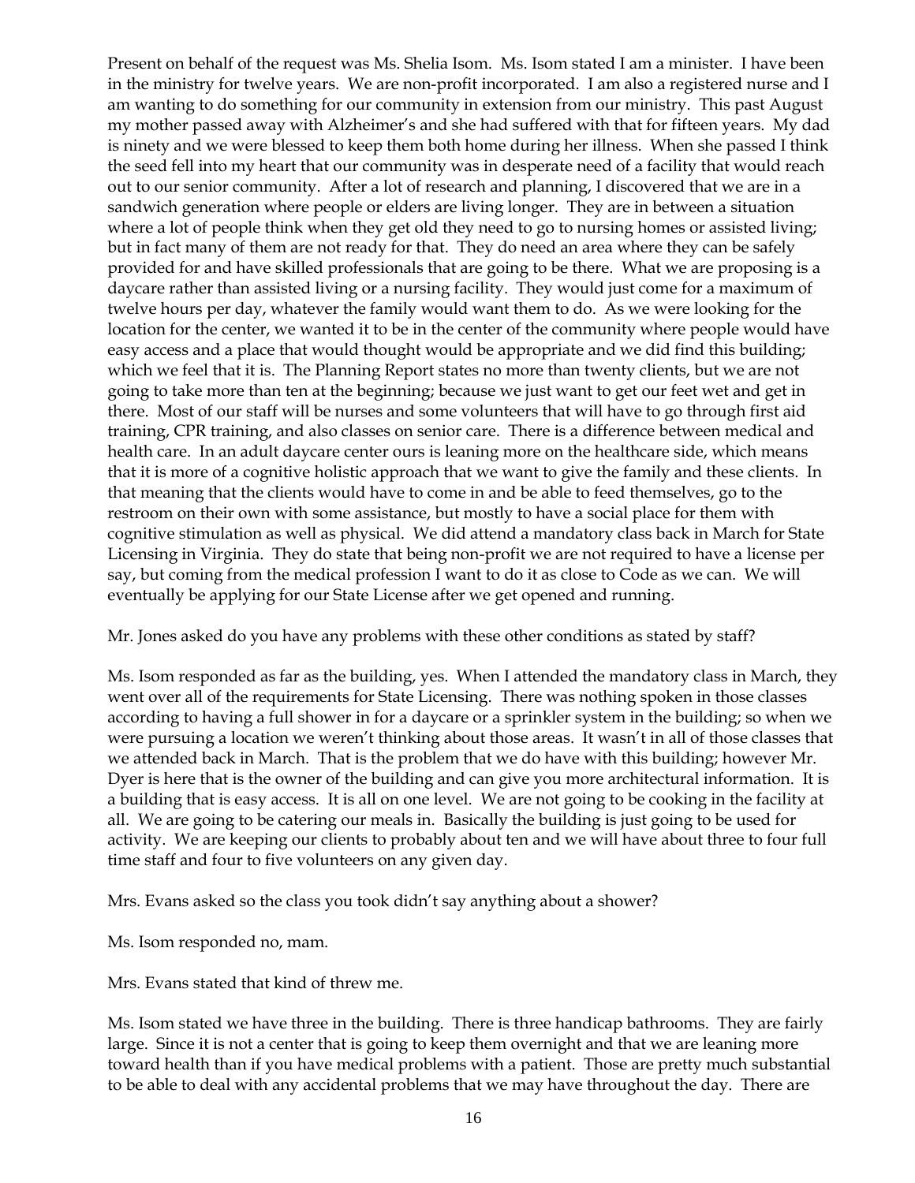Present on behalf of the request was Ms. Shelia Isom. Ms. Isom stated I am a minister. I have been in the ministry for twelve years. We are non-profit incorporated. I am also a registered nurse and I am wanting to do something for our community in extension from our ministry. This past August my mother passed away with Alzheimer's and she had suffered with that for fifteen years. My dad is ninety and we were blessed to keep them both home during her illness. When she passed I think the seed fell into my heart that our community was in desperate need of a facility that would reach out to our senior community. After a lot of research and planning, I discovered that we are in a sandwich generation where people or elders are living longer. They are in between a situation where a lot of people think when they get old they need to go to nursing homes or assisted living; but in fact many of them are not ready for that. They do need an area where they can be safely provided for and have skilled professionals that are going to be there. What we are proposing is a daycare rather than assisted living or a nursing facility. They would just come for a maximum of twelve hours per day, whatever the family would want them to do. As we were looking for the location for the center, we wanted it to be in the center of the community where people would have easy access and a place that would thought would be appropriate and we did find this building; which we feel that it is. The Planning Report states no more than twenty clients, but we are not going to take more than ten at the beginning; because we just want to get our feet wet and get in there. Most of our staff will be nurses and some volunteers that will have to go through first aid training, CPR training, and also classes on senior care. There is a difference between medical and health care. In an adult daycare center ours is leaning more on the healthcare side, which means that it is more of a cognitive holistic approach that we want to give the family and these clients. In that meaning that the clients would have to come in and be able to feed themselves, go to the restroom on their own with some assistance, but mostly to have a social place for them with cognitive stimulation as well as physical. We did attend a mandatory class back in March for State Licensing in Virginia. They do state that being non-profit we are not required to have a license per say, but coming from the medical profession I want to do it as close to Code as we can. We will eventually be applying for our State License after we get opened and running.

Mr. Jones asked do you have any problems with these other conditions as stated by staff?

Ms. Isom responded as far as the building, yes. When I attended the mandatory class in March, they went over all of the requirements for State Licensing. There was nothing spoken in those classes according to having a full shower in for a daycare or a sprinkler system in the building; so when we were pursuing a location we weren't thinking about those areas. It wasn't in all of those classes that we attended back in March. That is the problem that we do have with this building; however Mr. Dyer is here that is the owner of the building and can give you more architectural information. It is a building that is easy access. It is all on one level. We are not going to be cooking in the facility at all. We are going to be catering our meals in. Basically the building is just going to be used for activity. We are keeping our clients to probably about ten and we will have about three to four full time staff and four to five volunteers on any given day.

Mrs. Evans asked so the class you took didn't say anything about a shower?

Ms. Isom responded no, mam.

Mrs. Evans stated that kind of threw me.

Ms. Isom stated we have three in the building. There is three handicap bathrooms. They are fairly large. Since it is not a center that is going to keep them overnight and that we are leaning more toward health than if you have medical problems with a patient. Those are pretty much substantial to be able to deal with any accidental problems that we may have throughout the day. There are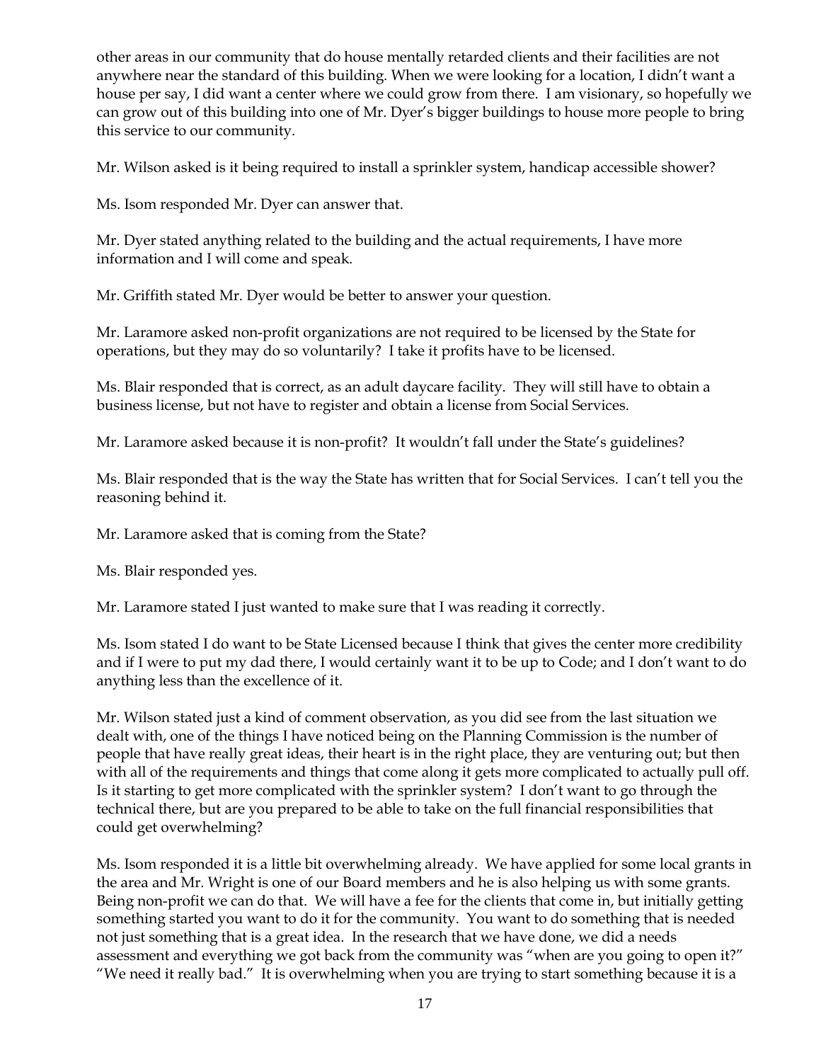other areas in our community that do house mentally retarded clients and their facilities are not anywhere near the standard of this building. When we were looking for a location, I didn't want a house per say, I did want a center where we could grow from there. I am visionary, so hopefully we can grow out of this building into one of Mr. Dyer's bigger buildings to house more people to bring this service to our community.

Mr. Wilson asked is it being required to install a sprinkler system, handicap accessible shower?

Ms. Isom responded Mr. Dyer can answer that.

Mr. Dyer stated anything related to the building and the actual requirements, I have more information and I will come and speak.

Mr. Griffith stated Mr. Dyer would be better to answer your question.

Mr. Laramore asked non-profit organizations are not required to be licensed by the State for operations, but they may do so voluntarily? I take it profits have to be licensed.

Ms. Blair responded that is correct, as an adult daycare facility. They will still have to obtain a business license, but not have to register and obtain a license from Social Services.

Mr. Laramore asked because it is non-profit? It wouldn't fall under the State's guidelines?

Ms. Blair responded that is the way the State has written that for Social Services. I can't tell you the reasoning behind it.

Mr. Laramore asked that is coming from the State?

Ms. Blair responded yes.

Mr. Laramore stated I just wanted to make sure that I was reading it correctly.

Ms. Isom stated I do want to be State Licensed because I think that gives the center more credibility and if I were to put my dad there, I would certainly want it to be up to Code; and I don't want to do anything less than the excellence of it.

Mr. Wilson stated just a kind of comment observation, as you did see from the last situation we dealt with, one of the things I have noticed being on the Planning Commission is the number of people that have really great ideas, their heart is in the right place, they are venturing out; but then with all of the requirements and things that come along it gets more complicated to actually pull off. Is it starting to get more complicated with the sprinkler system? I don't want to go through the technical there, but are you prepared to be able to take on the full financial responsibilities that could get overwhelming?

Ms. Isom responded it is a little bit overwhelming already. We have applied for some local grants in the area and Mr. Wright is one of our Board members and he is also helping us with some grants. Being non-profit we can do that. We will have a fee for the clients that come in, but initially getting something started you want to do it for the community. You want to do something that is needed not just something that is a great idea. In the research that we have done, we did a needs assessment and everything we got back from the community was "when are you going to open it?" "We need it really bad." It is overwhelming when you are trying to start something because it is a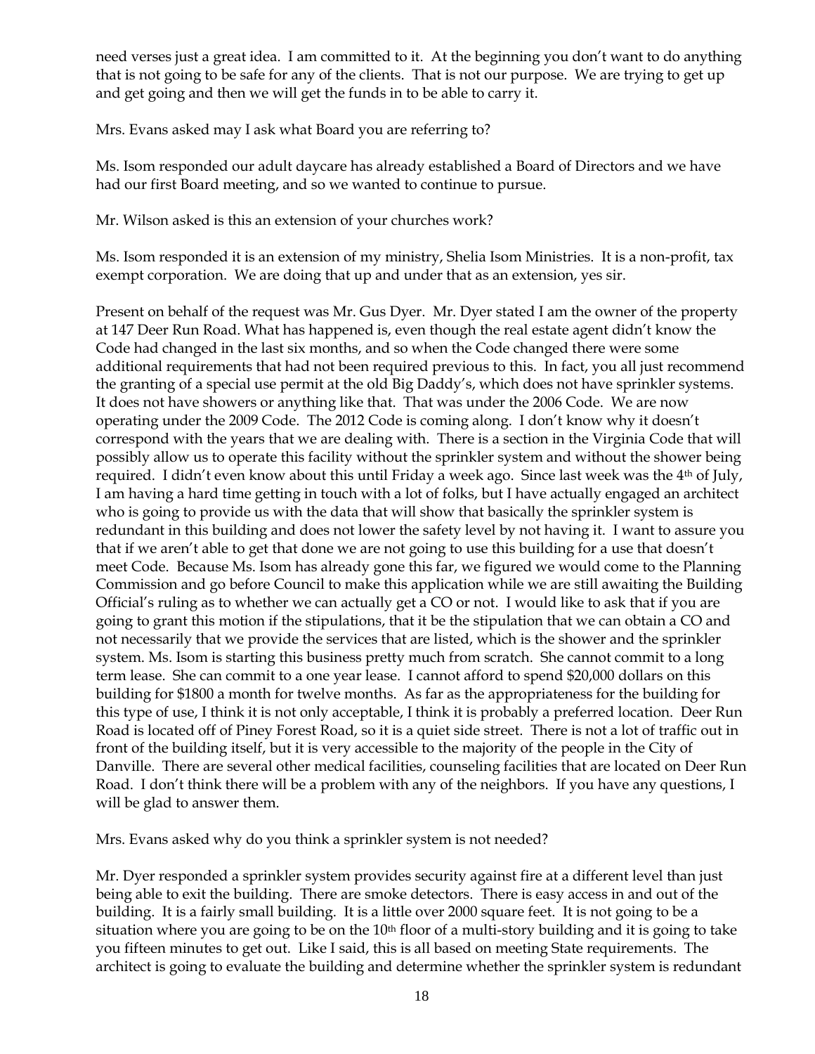need verses just a great idea. I am committed to it. At the beginning you don't want to do anything that is not going to be safe for any of the clients. That is not our purpose. We are trying to get up and get going and then we will get the funds in to be able to carry it.

Mrs. Evans asked may I ask what Board you are referring to?

Ms. Isom responded our adult daycare has already established a Board of Directors and we have had our first Board meeting, and so we wanted to continue to pursue.

Mr. Wilson asked is this an extension of your churches work?

Ms. Isom responded it is an extension of my ministry, Shelia Isom Ministries. It is a non-profit, tax exempt corporation. We are doing that up and under that as an extension, yes sir.

Present on behalf of the request was Mr. Gus Dyer. Mr. Dyer stated I am the owner of the property at 147 Deer Run Road. What has happened is, even though the real estate agent didn't know the Code had changed in the last six months, and so when the Code changed there were some additional requirements that had not been required previous to this. In fact, you all just recommend the granting of a special use permit at the old Big Daddy's, which does not have sprinkler systems. It does not have showers or anything like that. That was under the 2006 Code. We are now operating under the 2009 Code. The 2012 Code is coming along. I don't know why it doesn't correspond with the years that we are dealing with. There is a section in the Virginia Code that will possibly allow us to operate this facility without the sprinkler system and without the shower being required. I didn't even know about this until Friday a week ago. Since last week was the 4th of July, I am having a hard time getting in touch with a lot of folks, but I have actually engaged an architect who is going to provide us with the data that will show that basically the sprinkler system is redundant in this building and does not lower the safety level by not having it. I want to assure you that if we aren't able to get that done we are not going to use this building for a use that doesn't meet Code. Because Ms. Isom has already gone this far, we figured we would come to the Planning Commission and go before Council to make this application while we are still awaiting the Building Official's ruling as to whether we can actually get a CO or not. I would like to ask that if you are going to grant this motion if the stipulations, that it be the stipulation that we can obtain a CO and not necessarily that we provide the services that are listed, which is the shower and the sprinkler system. Ms. Isom is starting this business pretty much from scratch. She cannot commit to a long term lease. She can commit to a one year lease. I cannot afford to spend $20,000 dollars on this building for $1800 a month for twelve months. As far as the appropriateness for the building for this type of use, I think it is not only acceptable, I think it is probably a preferred location. Deer Run Road is located off of Piney Forest Road, so it is a quiet side street. There is not a lot of traffic out in front of the building itself, but it is very accessible to the majority of the people in the City of Danville. There are several other medical facilities, counseling facilities that are located on Deer Run Road. I don't think there will be a problem with any of the neighbors. If you have any questions, I will be glad to answer them.

Mrs. Evans asked why do you think a sprinkler system is not needed?

Mr. Dyer responded a sprinkler system provides security against fire at a different level than just being able to exit the building. There are smoke detectors. There is easy access in and out of the building. It is a fairly small building. It is a little over 2000 square feet. It is not going to be a situation where you are going to be on the 10th floor of a multi-story building and it is going to take you fifteen minutes to get out. Like I said, this is all based on meeting State requirements. The architect is going to evaluate the building and determine whether the sprinkler system is redundant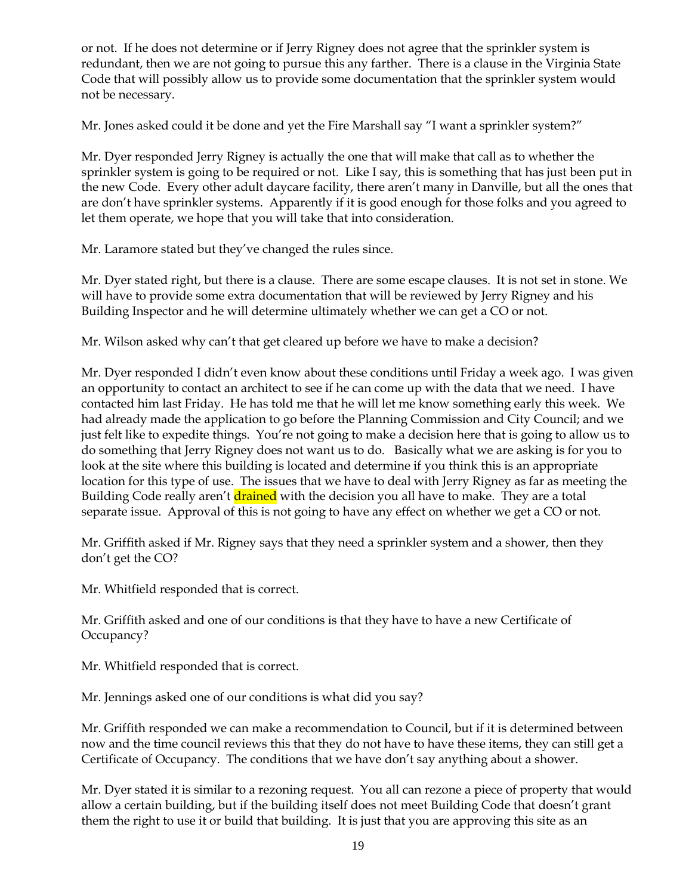or not. If he does not determine or if Jerry Rigney does not agree that the sprinkler system is redundant, then we are not going to pursue this any farther. There is a clause in the Virginia State Code that will possibly allow us to provide some documentation that the sprinkler system would not be necessary.

Mr. Jones asked could it be done and yet the Fire Marshall say "I want a sprinkler system?"

Mr. Dyer responded Jerry Rigney is actually the one that will make that call as to whether the sprinkler system is going to be required or not. Like I say, this is something that has just been put in the new Code. Every other adult daycare facility, there aren't many in Danville, but all the ones that are don't have sprinkler systems. Apparently if it is good enough for those folks and you agreed to let them operate, we hope that you will take that into consideration.

Mr. Laramore stated but they've changed the rules since.

Mr. Dyer stated right, but there is a clause. There are some escape clauses. It is not set in stone. We will have to provide some extra documentation that will be reviewed by Jerry Rigney and his Building Inspector and he will determine ultimately whether we can get a CO or not.

Mr. Wilson asked why can't that get cleared up before we have to make a decision?

Mr. Dyer responded I didn't even know about these conditions until Friday a week ago. I was given an opportunity to contact an architect to see if he can come up with the data that we need. I have contacted him last Friday. He has told me that he will let me know something early this week. We had already made the application to go before the Planning Commission and City Council; and we just felt like to expedite things. You're not going to make a decision here that is going to allow us to do something that Jerry Rigney does not want us to do. Basically what we are asking is for you to look at the site where this building is located and determine if you think this is an appropriate location for this type of use. The issues that we have to deal with Jerry Rigney as far as meeting the Building Code really aren't drained with the decision you all have to make. They are a total separate issue. Approval of this is not going to have any effect on whether we get a CO or not.

Mr. Griffith asked if Mr. Rigney says that they need a sprinkler system and a shower, then they don't get the CO?

Mr. Whitfield responded that is correct.

Mr. Griffith asked and one of our conditions is that they have to have a new Certificate of Occupancy?

Mr. Whitfield responded that is correct.

Mr. Jennings asked one of our conditions is what did you say?

Mr. Griffith responded we can make a recommendation to Council, but if it is determined between now and the time council reviews this that they do not have to have these items, they can still get a Certificate of Occupancy. The conditions that we have don't say anything about a shower.

Mr. Dyer stated it is similar to a rezoning request. You all can rezone a piece of property that would allow a certain building, but if the building itself does not meet Building Code that doesn't grant them the right to use it or build that building. It is just that you are approving this site as an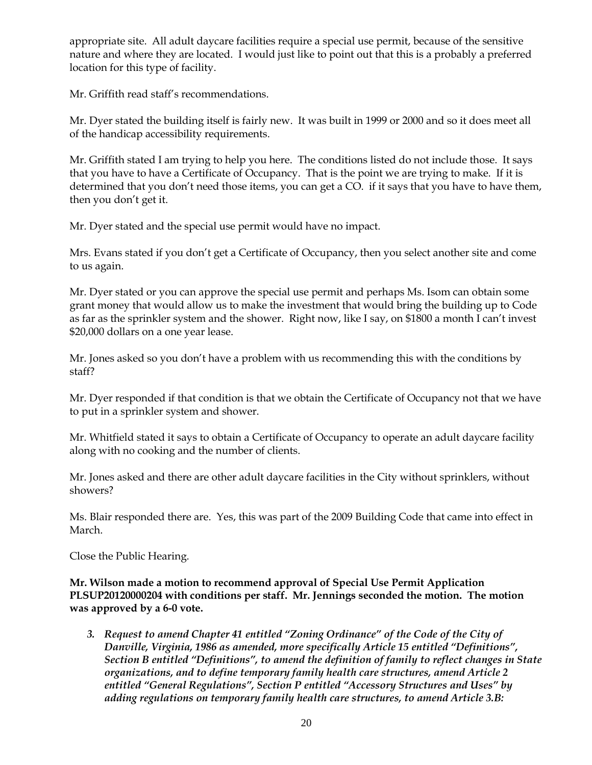appropriate site. All adult daycare facilities require a special use permit, because of the sensitive nature and where they are located. I would just like to point out that this is a probably a preferred location for this type of facility.

Mr. Griffith read staff's recommendations.

Mr. Dyer stated the building itself is fairly new. It was built in 1999 or 2000 and so it does meet all of the handicap accessibility requirements.

Mr. Griffith stated I am trying to help you here. The conditions listed do not include those. It says that you have to have a Certificate of Occupancy. That is the point we are trying to make. If it is determined that you don't need those items, you can get a CO. if it says that you have to have them, then you don't get it.

Mr. Dyer stated and the special use permit would have no impact.

Mrs. Evans stated if you don't get a Certificate of Occupancy, then you select another site and come to us again.

Mr. Dyer stated or you can approve the special use permit and perhaps Ms. Isom can obtain some grant money that would allow us to make the investment that would bring the building up to Code as far as the sprinkler system and the shower. Right now, like I say, on $1800 a month I can't invest $20,000 dollars on a one year lease.

Mr. Jones asked so you don't have a problem with us recommending this with the conditions by staff?

Mr. Dyer responded if that condition is that we obtain the Certificate of Occupancy not that we have to put in a sprinkler system and shower.

Mr. Whitfield stated it says to obtain a Certificate of Occupancy to operate an adult daycare facility along with no cooking and the number of clients.

Mr. Jones asked and there are other adult daycare facilities in the City without sprinklers, without showers?

Ms. Blair responded there are. Yes, this was part of the 2009 Building Code that came into effect in March.

Close the Public Hearing.

**Mr. Wilson made a motion to recommend approval of Special Use Permit Application PLSUP20120000204 with conditions per staff. Mr. Jennings seconded the motion. The motion was approved by a 6-0 vote.**

3. ***Request to amend Chapter 41 entitled "Zoning Ordinance" of the Code of the City of Danville, Virginia, 1986 as amended, more specifically Article 15 entitled "Definitions", Section B entitled "Definitions", to amend the definition of family to reflect changes in State organizations, and to define temporary family health care structures, amend Article 2 entitled "General Regulations", Section P entitled "Accessory Structures and Uses" by adding regulations on temporary family health care structures, to amend Article 3.B:***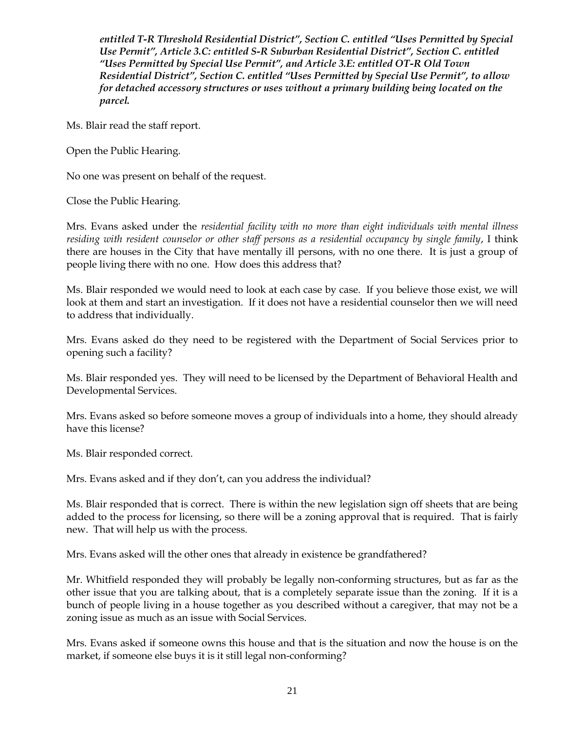***entitled T-R Threshold Residential District", Section C. entitled "Uses Permitted by Special Use Permit", Article 3.C: entitled S-R Suburban Residential District", Section C. entitled "Uses Permitted by Special Use Permit", and Article 3.E: entitled OT-R Old Town Residential District", Section C. entitled "Uses Permitted by Special Use Permit", to allow for detached accessory structures or uses without a primary building being located on the parcel.***

Ms. Blair read the staff report.

Open the Public Hearing.

No one was present on behalf of the request.

Close the Public Hearing.

Mrs. Evans asked under the *residential facility with no more than eight individuals with mental illness residing with resident counselor or other staff persons as a residential occupancy by single family*, I think there are houses in the City that have mentally ill persons, with no one there. It is just a group of people living there with no one. How does this address that?

Ms. Blair responded we would need to look at each case by case. If you believe those exist, we will look at them and start an investigation. If it does not have a residential counselor then we will need to address that individually.

Mrs. Evans asked do they need to be registered with the Department of Social Services prior to opening such a facility?

Ms. Blair responded yes. They will need to be licensed by the Department of Behavioral Health and Developmental Services.

Mrs. Evans asked so before someone moves a group of individuals into a home, they should already have this license?

Ms. Blair responded correct.

Mrs. Evans asked and if they don't, can you address the individual?

Ms. Blair responded that is correct. There is within the new legislation sign off sheets that are being added to the process for licensing, so there will be a zoning approval that is required. That is fairly new. That will help us with the process.

Mrs. Evans asked will the other ones that already in existence be grandfathered?

Mr. Whitfield responded they will probably be legally non-conforming structures, but as far as the other issue that you are talking about, that is a completely separate issue than the zoning. If it is a bunch of people living in a house together as you described without a caregiver, that may not be a zoning issue as much as an issue with Social Services.

Mrs. Evans asked if someone owns this house and that is the situation and now the house is on the market, if someone else buys it is it still legal non-conforming?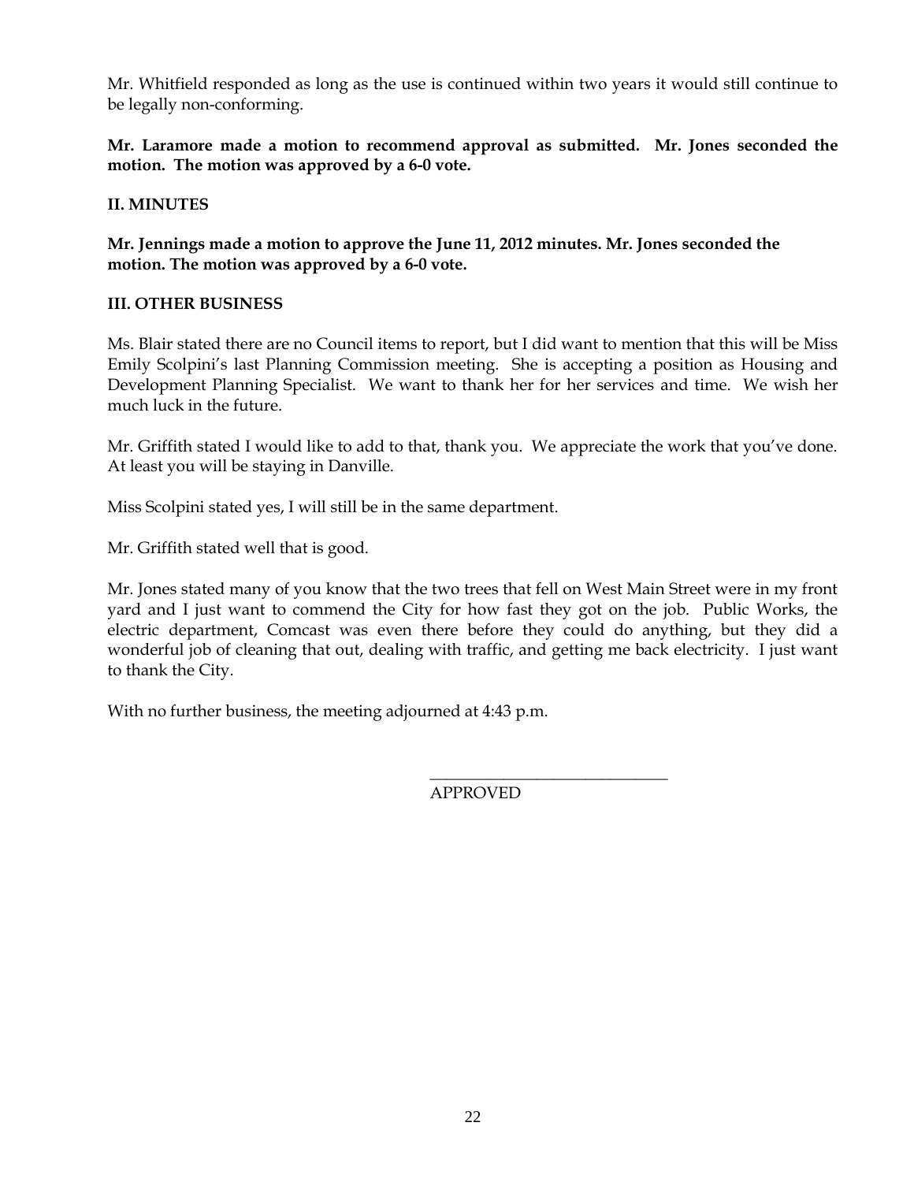Mr. Whitfield responded as long as the use is continued within two years it would still continue to be legally non-conforming.

**Mr. Laramore made a motion to recommend approval as submitted. Mr. Jones seconded the motion. The motion was approved by a 6-0 vote.**

## II. MINUTES

**Mr. Jennings made a motion to approve the June 11, 2012 minutes. Mr. Jones seconded the motion. The motion was approved by a 6-0 vote.**

## III. OTHER BUSINESS

Ms. Blair stated there are no Council items to report, but I did want to mention that this will be Miss Emily Scolpini's last Planning Commission meeting. She is accepting a position as Housing and Development Planning Specialist. We want to thank her for her services and time. We wish her much luck in the future.

Mr. Griffith stated I would like to add to that, thank you. We appreciate the work that you've done. At least you will be staying in Danville.

Miss Scolpini stated yes, I will still be in the same department.

Mr. Griffith stated well that is good.

Mr. Jones stated many of you know that the two trees that fell on West Main Street were in my front yard and I just want to commend the City for how fast they got on the job. Public Works, the electric department, Comcast was even there before they could do anything, but they did a wonderful job of cleaning that out, dealing with traffic, and getting me back electricity. I just want to thank the City.

With no further business, the meeting adjourned at 4:43 p.m.

\_\_\_\_\_\_\_\_\_\_\_\_\_\_\_\_\_\_\_\_\_\_\_\_\_\_\_\_\_\_

APPROVED